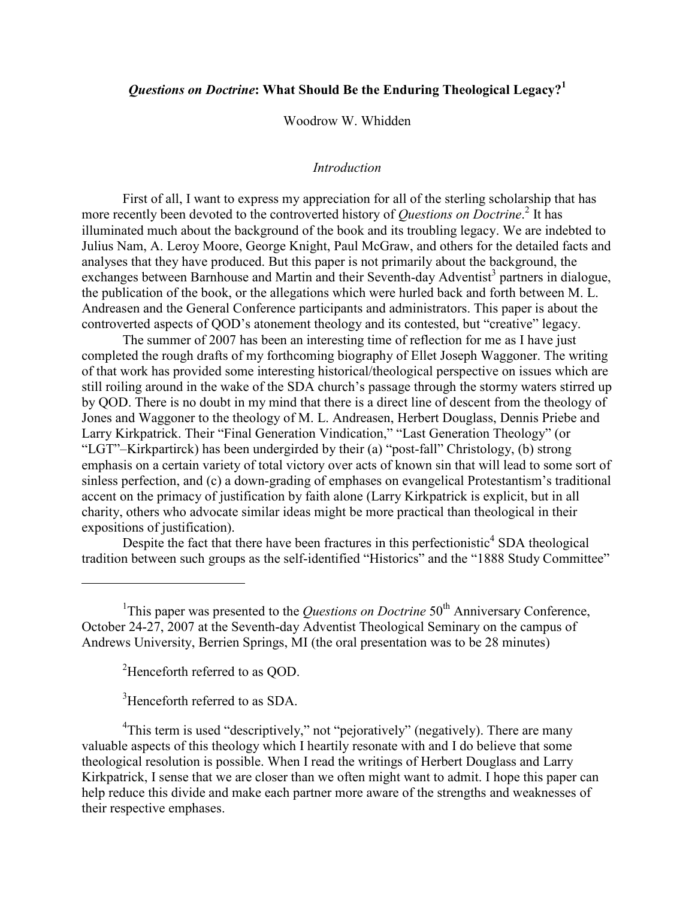# *Questions on Doctrine*: What Should Be the Enduring Theological Legacy?[1]

Woodrow W. Whidden

## *Introduction*

First of all, I want to express my appreciation for all of the sterling scholarship that has more recently been devoted to the controverted history of *Questions on Doctrine*.[2] It has illuminated much about the background of the book and its troubling legacy. We are indebted to Julius Nam, A. Leroy Moore, George Knight, Paul McGraw, and others for the detailed facts and analyses that they have produced. But this paper is not primarily about the background, the exchanges between Barnhouse and Martin and their Seventh-day Adventist[3] partners in dialogue, the publication of the book, or the allegations which were hurled back and forth between M. L. Andreasen and the General Conference participants and administrators. This paper is about the controverted aspects of QOD's atonement theology and its contested, but "creative" legacy.

The summer of 2007 has been an interesting time of reflection for me as I have just completed the rough drafts of my forthcoming biography of Ellet Joseph Waggoner. The writing of that work has provided some interesting historical/theological perspective on issues which are still roiling around in the wake of the SDA church's passage through the stormy waters stirred up by QOD. There is no doubt in my mind that there is a direct line of descent from the theology of Jones and Waggoner to the theology of M. L. Andreasen, Herbert Douglass, Dennis Priebe and Larry Kirkpatrick. Their "Final Generation Vindication," "Last Generation Theology" (or "LGT"–Kirkpartirck) has been undergirded by their (a) "post-fall" Christology, (b) strong emphasis on a certain variety of total victory over acts of known sin that will lead to some sort of sinless perfection, and (c) a down-grading of emphases on evangelical Protestantism's traditional accent on the primacy of justification by faith alone (Larry Kirkpatrick is explicit, but in all charity, others who advocate similar ideas might be more practical than theological in their expositions of justification).

Despite the fact that there have been fractures in this perfectionistic[4] SDA theological tradition between such groups as the self-identified "Historics" and the "1888 Study Committee"

---

[1]This paper was presented to the *Questions on Doctrine* 50th Anniversary Conference, October 24-27, 2007 at the Seventh-day Adventist Theological Seminary on the campus of Andrews University, Berrien Springs, MI (the oral presentation was to be 28 minutes)

[2]Henceforth referred to as QOD.

[3]Henceforth referred to as SDA.

[4]This term is used "descriptively," not "pejoratively" (negatively). There are many valuable aspects of this theology which I heartily resonate with and I do believe that some theological resolution is possible. When I read the writings of Herbert Douglass and Larry Kirkpatrick, I sense that we are closer than we often might want to admit. I hope this paper can help reduce this divide and make each partner more aware of the strengths and weaknesses of their respective emphases.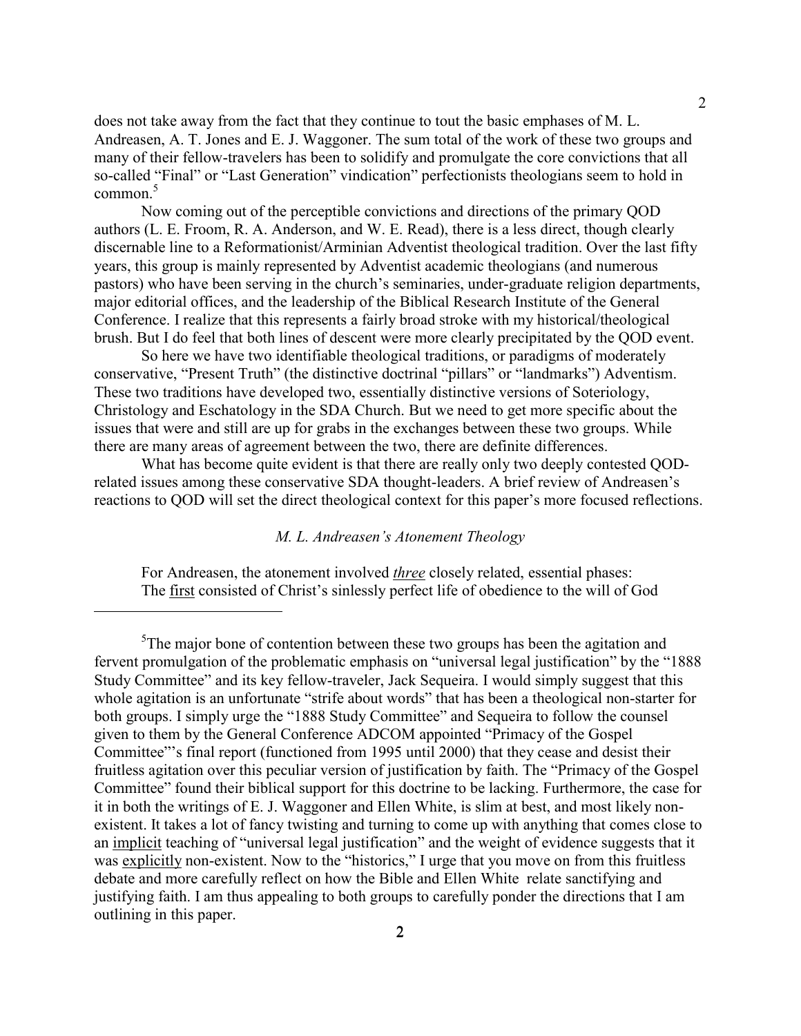does not take away from the fact that they continue to tout the basic emphases of M. L. Andreasen, A. T. Jones and E. J. Waggoner. The sum total of the work of these two groups and many of their fellow-travelers has been to solidify and promulgate the core convictions that all so-called "Final" or "Last Generation" vindication" perfectionists theologians seem to hold in common.[5]

Now coming out of the perceptible convictions and directions of the primary QOD authors (L. E. Froom, R. A. Anderson, and W. E. Read), there is a less direct, though clearly discernable line to a Reformationist/Arminian Adventist theological tradition. Over the last fifty years, this group is mainly represented by Adventist academic theologians (and numerous pastors) who have been serving in the church's seminaries, under-graduate religion departments, major editorial offices, and the leadership of the Biblical Research Institute of the General Conference. I realize that this represents a fairly broad stroke with my historical/theological brush. But I do feel that both lines of descent were more clearly precipitated by the QOD event.

So here we have two identifiable theological traditions, or paradigms of moderately conservative, "Present Truth" (the distinctive doctrinal "pillars" or "landmarks") Adventism. These two traditions have developed two, essentially distinctive versions of Soteriology, Christology and Eschatology in the SDA Church. But we need to get more specific about the issues that were and still are up for grabs in the exchanges between these two groups. While there are many areas of agreement between the two, there are definite differences.

What has become quite evident is that there are really only two deeply contested QOD-related issues among these conservative SDA thought-leaders. A brief review of Andreasen's reactions to QOD will set the direct theological context for this paper's more focused reflections.

### *M. L. Andreasen's Atonement Theology*

For Andreasen, the atonement involved <u>*three*</u> closely related, essential phases:
The <u>first</u> consisted of Christ's sinlessly perfect life of obedience to the will of God

---

[5]The major bone of contention between these two groups has been the agitation and fervent promulgation of the problematic emphasis on "universal legal justification" by the "1888 Study Committee" and its key fellow-traveler, Jack Sequeira. I would simply suggest that this whole agitation is an unfortunate "strife about words" that has been a theological non-starter for both groups. I simply urge the "1888 Study Committee" and Sequeira to follow the counsel given to them by the General Conference ADCOM appointed "Primacy of the Gospel Committee"'s final report (functioned from 1995 until 2000) that they cease and desist their fruitless agitation over this peculiar version of justification by faith. The "Primacy of the Gospel Committee" found their biblical support for this doctrine to be lacking. Furthermore, the case for it in both the writings of E. J. Waggoner and Ellen White, is slim at best, and most likely non-existent. It takes a lot of fancy twisting and turning to come up with anything that comes close to an <u>implicit</u> teaching of "universal legal justification" and the weight of evidence suggests that it was <u>explicitly</u> non-existent. Now to the "historics," I urge that you move on from this fruitless debate and more carefully reflect on how the Bible and Ellen White relate sanctifying and justifying faith. I am thus appealing to both groups to carefully ponder the directions that I am outlining in this paper.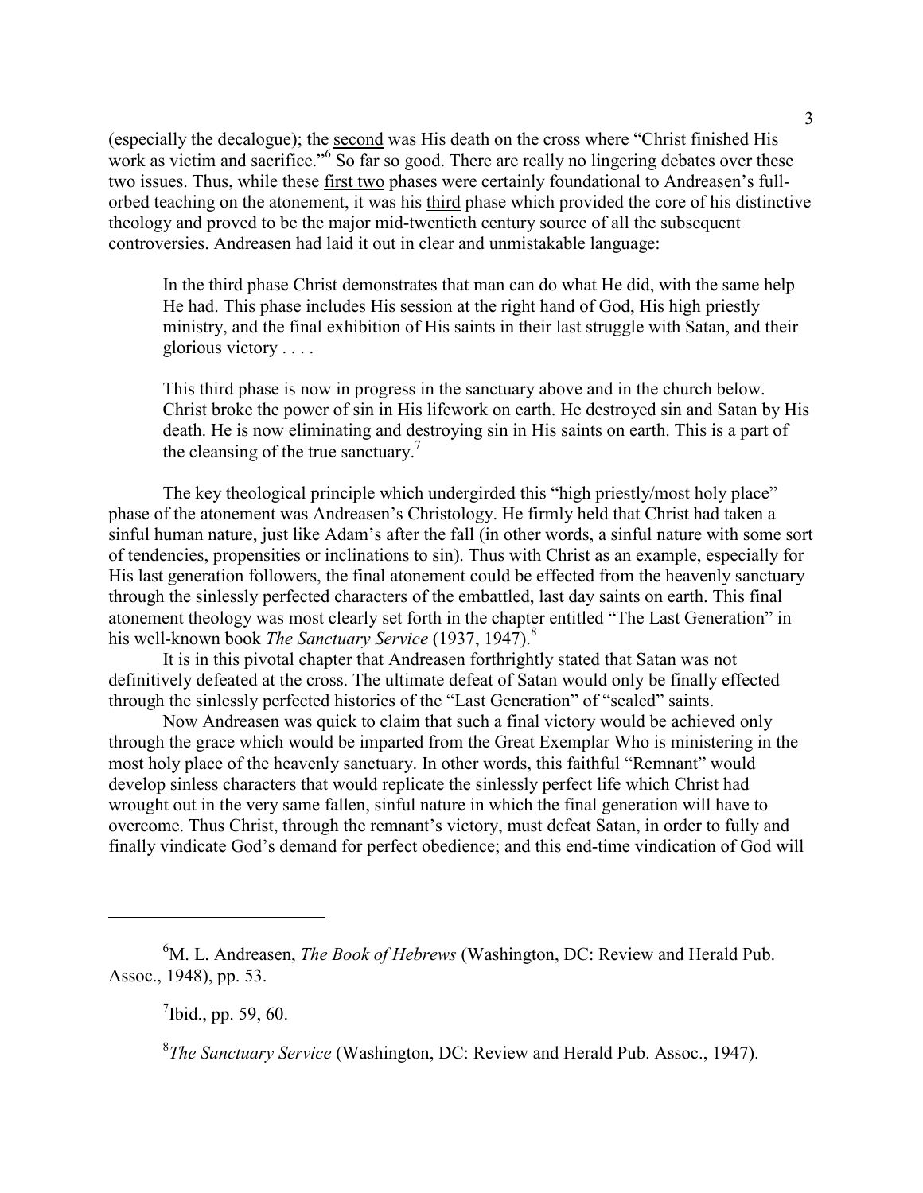(especially the decalogue); the <u>second</u> was His death on the cross where "Christ finished His work as victim and sacrifice."[6] So far so good. There are really no lingering debates over these two issues. Thus, while these <u>first two</u> phases were certainly foundational to Andreasen's full-orbed teaching on the atonement, it was his <u>third</u> phase which provided the core of his distinctive theology and proved to be the major mid-twentieth century source of all the subsequent controversies. Andreasen had laid it out in clear and unmistakable language:

> In the third phase Christ demonstrates that man can do what He did, with the same help He had. This phase includes His session at the right hand of God, His high priestly ministry, and the final exhibition of His saints in their last struggle with Satan, and their glorious victory . . . .
>
> This third phase is now in progress in the sanctuary above and in the church below. Christ broke the power of sin in His lifework on earth. He destroyed sin and Satan by His death. He is now eliminating and destroying sin in His saints on earth. This is a part of the cleansing of the true sanctuary.[7]

The key theological principle which undergirded this "high priestly/most holy place" phase of the atonement was Andreasen's Christology. He firmly held that Christ had taken a sinful human nature, just like Adam's after the fall (in other words, a sinful nature with some sort of tendencies, propensities or inclinations to sin). Thus with Christ as an example, especially for His last generation followers, the final atonement could be effected from the heavenly sanctuary through the sinlessly perfected characters of the embattled, last day saints on earth. This final atonement theology was most clearly set forth in the chapter entitled "The Last Generation" in his well-known book *The Sanctuary Service* (1937, 1947).[8]

It is in this pivotal chapter that Andreasen forthrightly stated that Satan was not definitively defeated at the cross. The ultimate defeat of Satan would only be finally effected through the sinlessly perfected histories of the "Last Generation" of "sealed" saints.

Now Andreasen was quick to claim that such a final victory would be achieved only through the grace which would be imparted from the Great Exemplar Who is ministering in the most holy place of the heavenly sanctuary. In other words, this faithful "Remnant" would develop sinless characters that would replicate the sinlessly perfect life which Christ had wrought out in the very same fallen, sinful nature in which the final generation will have to overcome. Thus Christ, through the remnant's victory, must defeat Satan, in order to fully and finally vindicate God's demand for perfect obedience; and this end-time vindication of God will

---

[6] M. L. Andreasen, *The Book of Hebrews* (Washington, DC: Review and Herald Pub. Assoc., 1948), pp. 53.

[7] Ibid., pp. 59, 60.

[8] *The Sanctuary Service* (Washington, DC: Review and Herald Pub. Assoc., 1947).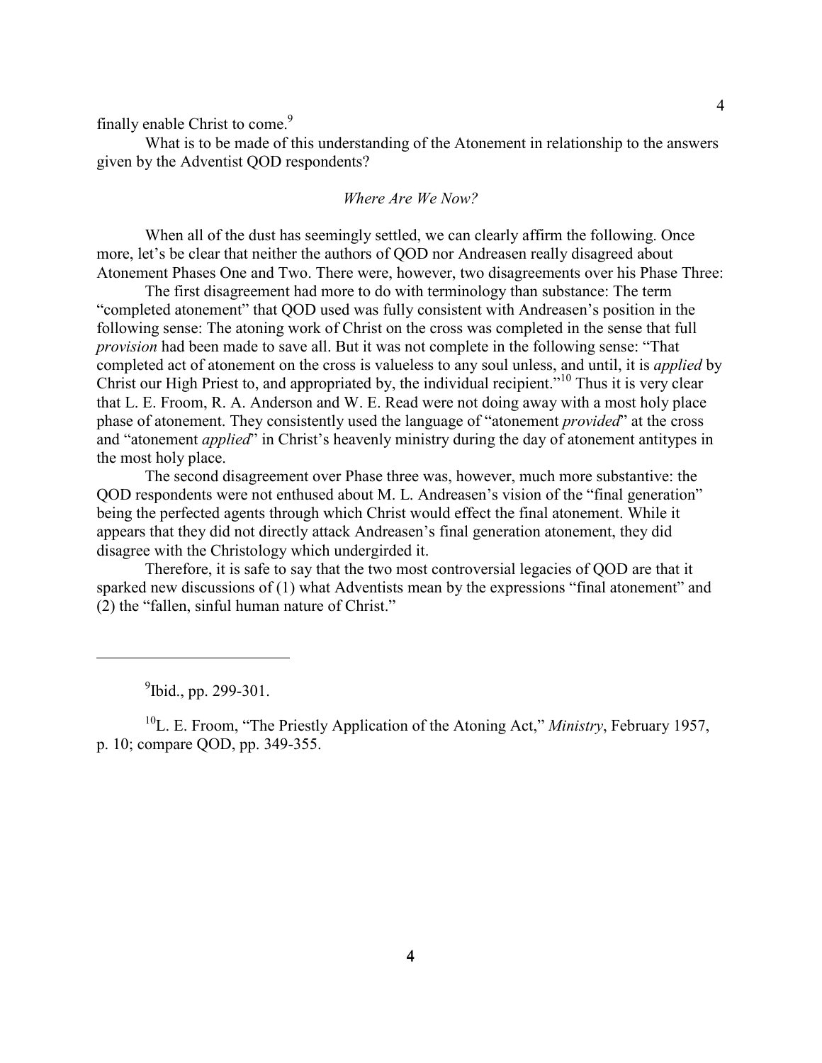finally enable Christ to come.[9]

What is to be made of this understanding of the Atonement in relationship to the answers given by the Adventist QOD respondents?

### *Where Are We Now?*

When all of the dust has seemingly settled, we can clearly affirm the following. Once more, let's be clear that neither the authors of QOD nor Andreasen really disagreed about Atonement Phases One and Two. There were, however, two disagreements over his Phase Three:

The first disagreement had more to do with terminology than substance: The term "completed atonement" that QOD used was fully consistent with Andreasen's position in the following sense: The atoning work of Christ on the cross was completed in the sense that full *provision* had been made to save all. But it was not complete in the following sense: "That completed act of atonement on the cross is valueless to any soul unless, and until, it is *applied* by Christ our High Priest to, and appropriated by, the individual recipient."[10] Thus it is very clear that L. E. Froom, R. A. Anderson and W. E. Read were not doing away with a most holy place phase of atonement. They consistently used the language of "atonement *provided*" at the cross and "atonement *applied*" in Christ's heavenly ministry during the day of atonement antitypes in the most holy place.

The second disagreement over Phase three was, however, much more substantive: the QOD respondents were not enthused about M. L. Andreasen's vision of the "final generation" being the perfected agents through which Christ would effect the final atonement. While it appears that they did not directly attack Andreasen's final generation atonement, they did disagree with the Christology which undergirded it.

Therefore, it is safe to say that the two most controversial legacies of QOD are that it sparked new discussions of (1) what Adventists mean by the expressions "final atonement" and (2) the "fallen, sinful human nature of Christ."

---

[9] Ibid., pp. 299-301.

[10] L. E. Froom, "The Priestly Application of the Atoning Act," *Ministry*, February 1957, p. 10; compare QOD, pp. 349-355.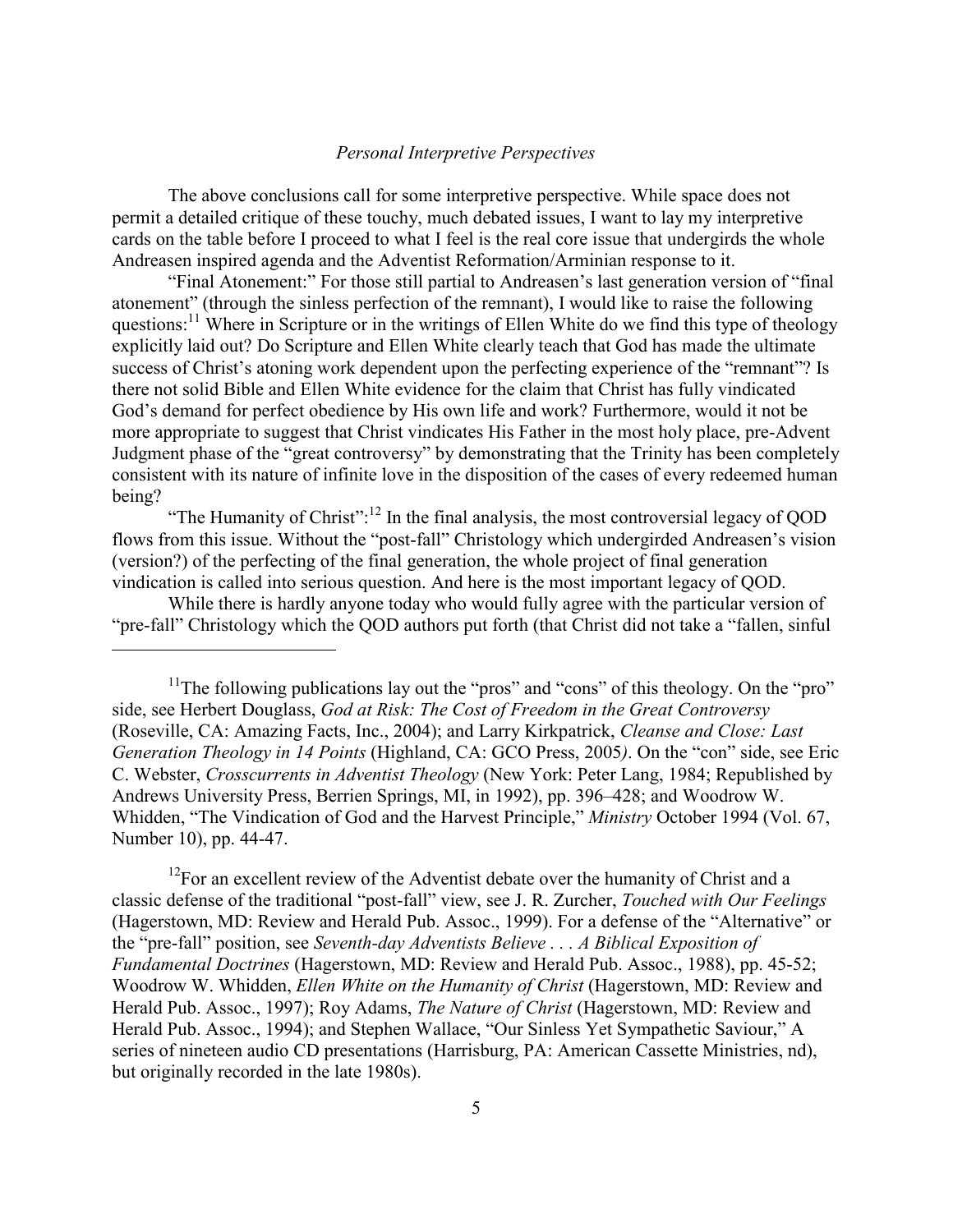*Personal Interpretive Perspectives*

The above conclusions call for some interpretive perspective. While space does not permit a detailed critique of these touchy, much debated issues, I want to lay my interpretive cards on the table before I proceed to what I feel is the real core issue that undergirds the whole Andreasen inspired agenda and the Adventist Reformation/Arminian response to it.

"Final Atonement:" For those still partial to Andreasen's last generation version of "final atonement" (through the sinless perfection of the remnant), I would like to raise the following questions:[11] Where in Scripture or in the writings of Ellen White do we find this type of theology explicitly laid out? Do Scripture and Ellen White clearly teach that God has made the ultimate success of Christ's atoning work dependent upon the perfecting experience of the "remnant"? Is there not solid Bible and Ellen White evidence for the claim that Christ has fully vindicated God's demand for perfect obedience by His own life and work? Furthermore, would it not be more appropriate to suggest that Christ vindicates His Father in the most holy place, pre-Advent Judgment phase of the "great controversy" by demonstrating that the Trinity has been completely consistent with its nature of infinite love in the disposition of the cases of every redeemed human being?

"The Humanity of Christ":[12] In the final analysis, the most controversial legacy of QOD flows from this issue. Without the "post-fall" Christology which undergirded Andreasen's vision (version?) of the perfecting of the final generation, the whole project of final generation vindication is called into serious question. And here is the most important legacy of QOD.

While there is hardly anyone today who would fully agree with the particular version of "pre-fall" Christology which the QOD authors put forth (that Christ did not take a "fallen, sinful

---

[11]The following publications lay out the "pros" and "cons" of this theology. On the "pro" side, see Herbert Douglass, *God at Risk: The Cost of Freedom in the Great Controversy* (Roseville, CA: Amazing Facts, Inc., 2004); and Larry Kirkpatrick, *Cleanse and Close: Last Generation Theology in 14 Points* (Highland, CA: GCO Press, 2005). On the "con" side, see Eric C. Webster, *Crosscurrents in Adventist Theology* (New York: Peter Lang, 1984; Republished by Andrews University Press, Berrien Springs, MI, in 1992), pp. 396–428; and Woodrow W. Whidden, "The Vindication of God and the Harvest Principle," *Ministry* October 1994 (Vol. 67, Number 10), pp. 44-47.

[12]For an excellent review of the Adventist debate over the humanity of Christ and a classic defense of the traditional "post-fall" view, see J. R. Zurcher, *Touched with Our Feelings* (Hagerstown, MD: Review and Herald Pub. Assoc., 1999). For a defense of the "Alternative" or the "pre-fall" position, see *Seventh-day Adventists Believe . . . A Biblical Exposition of Fundamental Doctrines* (Hagerstown, MD: Review and Herald Pub. Assoc., 1988), pp. 45-52; Woodrow W. Whidden, *Ellen White on the Humanity of Christ* (Hagerstown, MD: Review and Herald Pub. Assoc., 1997); Roy Adams, *The Nature of Christ* (Hagerstown, MD: Review and Herald Pub. Assoc., 1994); and Stephen Wallace, "Our Sinless Yet Sympathetic Saviour," A series of nineteen audio CD presentations (Harrisburg, PA: American Cassette Ministries, nd), but originally recorded in the late 1980s).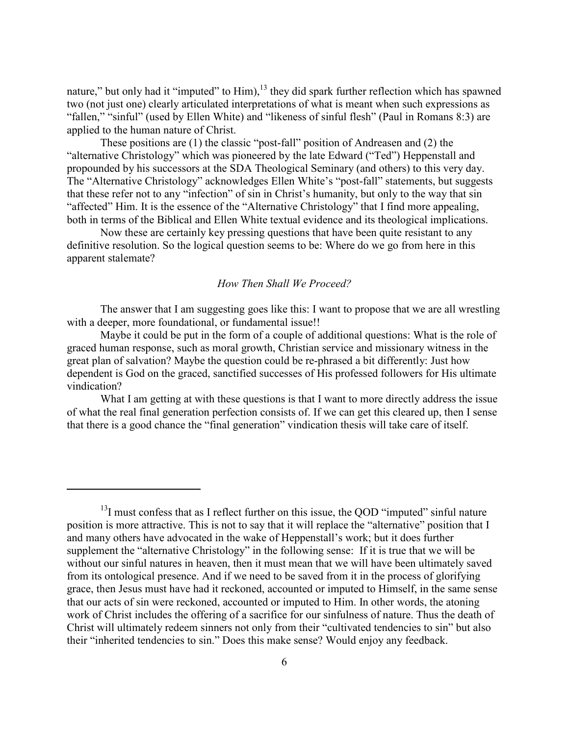nature," but only had it "imputed" to Him),[13] they did spark further reflection which has spawned two (not just one) clearly articulated interpretations of what is meant when such expressions as "fallen," "sinful" (used by Ellen White) and "likeness of sinful flesh" (Paul in Romans 8:3) are applied to the human nature of Christ.

These positions are (1) the classic "post-fall" position of Andreasen and (2) the "alternative Christology" which was pioneered by the late Edward ("Ted") Heppenstall and propounded by his successors at the SDA Theological Seminary (and others) to this very day. The "Alternative Christology" acknowledges Ellen White's "post-fall" statements, but suggests that these refer not to any "infection" of sin in Christ's humanity, but only to the way that sin "affected" Him. It is the essence of the "Alternative Christology" that I find more appealing, both in terms of the Biblical and Ellen White textual evidence and its theological implications.

Now these are certainly key pressing questions that have been quite resistant to any definitive resolution. So the logical question seems to be: Where do we go from here in this apparent stalemate?

### *How Then Shall We Proceed?*

The answer that I am suggesting goes like this: I want to propose that we are all wrestling with a deeper, more foundational, or fundamental issue!!

Maybe it could be put in the form of a couple of additional questions: What is the role of graced human response, such as moral growth, Christian service and missionary witness in the great plan of salvation? Maybe the question could be re-phrased a bit differently: Just how dependent is God on the graced, sanctified successes of His professed followers for His ultimate vindication?

What I am getting at with these questions is that I want to more directly address the issue of what the real final generation perfection consists of. If we can get this cleared up, then I sense that there is a good chance the "final generation" vindication thesis will take care of itself.

---

[13] I must confess that as I reflect further on this issue, the QOD "imputed" sinful nature position is more attractive. This is not to say that it will replace the "alternative" position that I and many others have advocated in the wake of Heppenstall's work; but it does further supplement the "alternative Christology" in the following sense: If it is true that we will be without our sinful natures in heaven, then it must mean that we will have been ultimately saved from its ontological presence. And if we need to be saved from it in the process of glorifying grace, then Jesus must have had it reckoned, accounted or imputed to Himself, in the same sense that our acts of sin were reckoned, accounted or imputed to Him. In other words, the atoning work of Christ includes the offering of a sacrifice for our sinfulness of nature. Thus the death of Christ will ultimately redeem sinners not only from their "cultivated tendencies to sin" but also their "inherited tendencies to sin." Does this make sense? Would enjoy any feedback.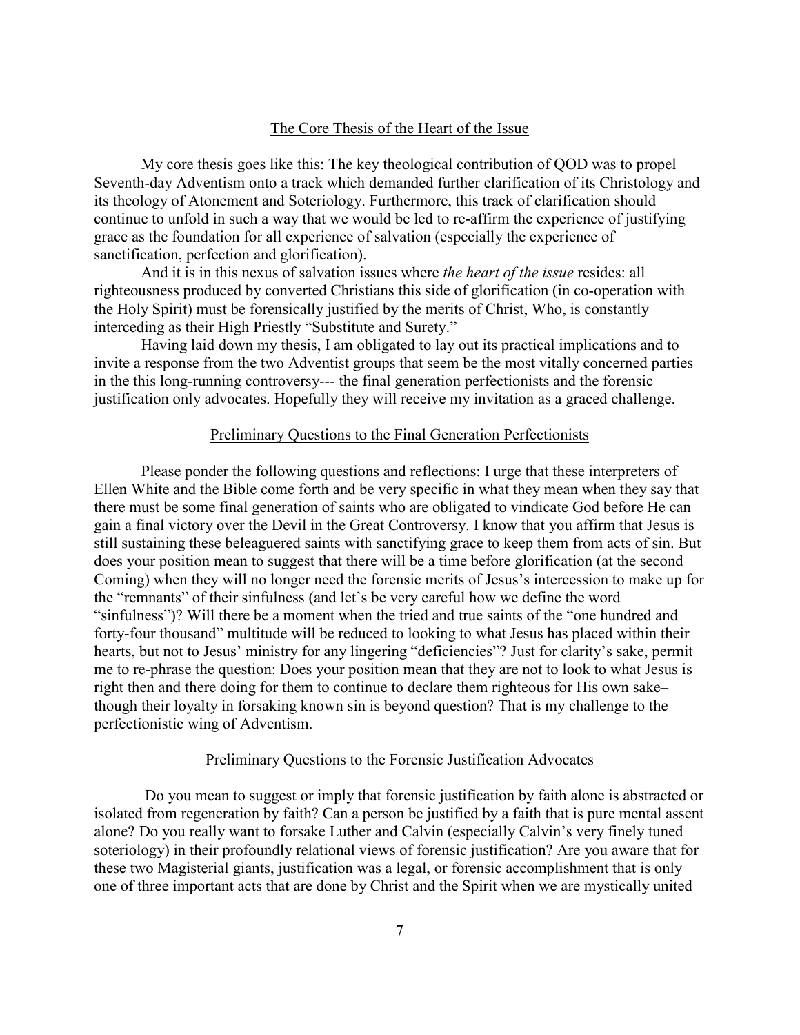## The Core Thesis of the Heart of the Issue

My core thesis goes like this: The key theological contribution of QOD was to propel Seventh-day Adventism onto a track which demanded further clarification of its Christology and its theology of Atonement and Soteriology. Furthermore, this track of clarification should continue to unfold in such a way that we would be led to re-affirm the experience of justifying grace as the foundation for all experience of salvation (especially the experience of sanctification, perfection and glorification).

And it is in this nexus of salvation issues where *the heart of the issue* resides: all righteousness produced by converted Christians this side of glorification (in co-operation with the Holy Spirit) must be forensically justified by the merits of Christ, Who, is constantly interceding as their High Priestly "Substitute and Surety."

Having laid down my thesis, I am obligated to lay out its practical implications and to invite a response from the two Adventist groups that seem be the most vitally concerned parties in the this long-running controversy--- the final generation perfectionists and the forensic justification only advocates. Hopefully they will receive my invitation as a graced challenge.

## Preliminary Questions to the Final Generation Perfectionists

Please ponder the following questions and reflections: I urge that these interpreters of Ellen White and the Bible come forth and be very specific in what they mean when they say that there must be some final generation of saints who are obligated to vindicate God before He can gain a final victory over the Devil in the Great Controversy. I know that you affirm that Jesus is still sustaining these beleaguered saints with sanctifying grace to keep them from acts of sin. But does your position mean to suggest that there will be a time before glorification (at the second Coming) when they will no longer need the forensic merits of Jesus's intercession to make up for the "remnants" of their sinfulness (and let's be very careful how we define the word "sinfulness")? Will there be a moment when the tried and true saints of the "one hundred and forty-four thousand" multitude will be reduced to looking to what Jesus has placed within their hearts, but not to Jesus' ministry for any lingering "deficiencies"? Just for clarity's sake, permit me to re-phrase the question: Does your position mean that they are not to look to what Jesus is right then and there doing for them to continue to declare them righteous for His own sake– though their loyalty in forsaking known sin is beyond question? That is my challenge to the perfectionistic wing of Adventism.

## Preliminary Questions to the Forensic Justification Advocates

Do you mean to suggest or imply that forensic justification by faith alone is abstracted or isolated from regeneration by faith? Can a person be justified by a faith that is pure mental assent alone? Do you really want to forsake Luther and Calvin (especially Calvin's very finely tuned soteriology) in their profoundly relational views of forensic justification? Are you aware that for these two Magisterial giants, justification was a legal, or forensic accomplishment that is only one of three important acts that are done by Christ and the Spirit when we are mystically united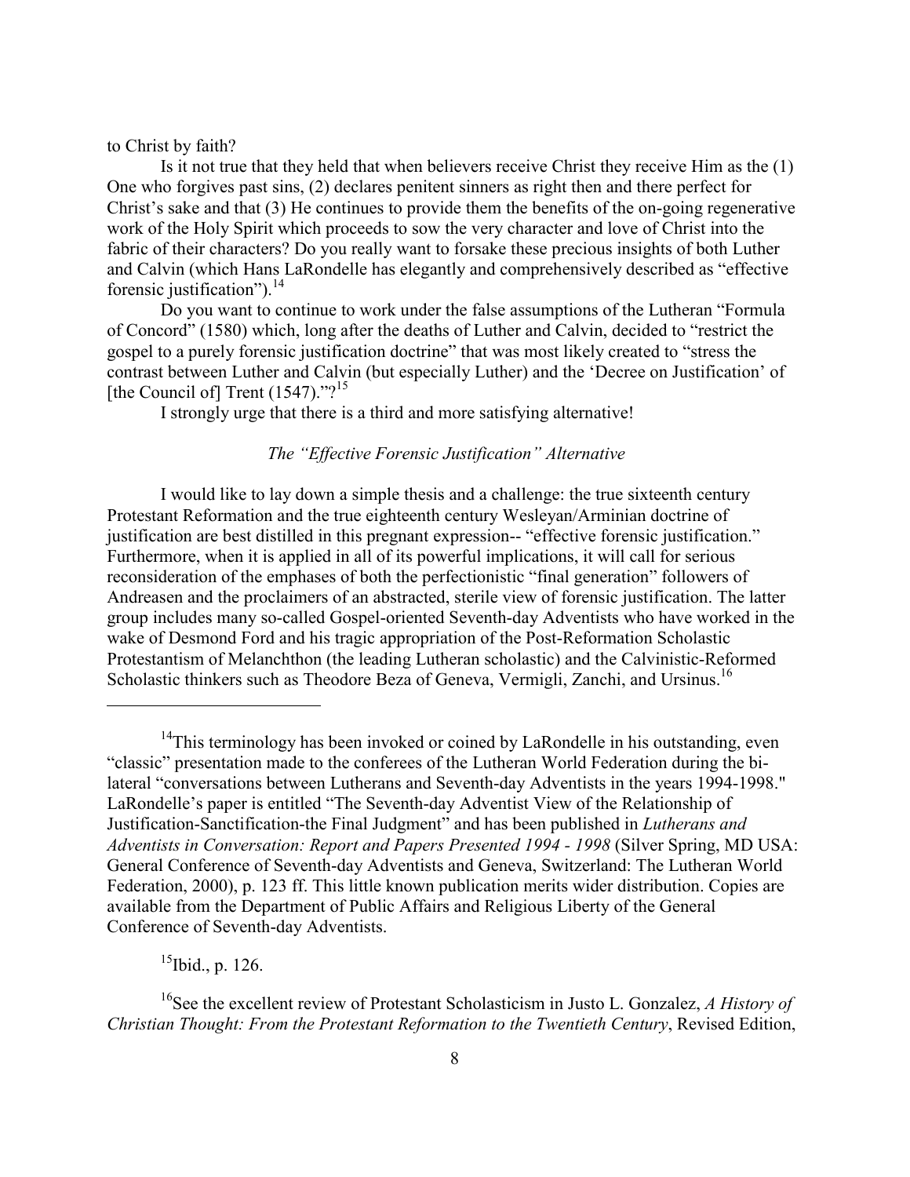to Christ by faith?

Is it not true that they held that when believers receive Christ they receive Him as the (1) One who forgives past sins, (2) declares penitent sinners as right then and there perfect for Christ's sake and that (3) He continues to provide them the benefits of the on-going regenerative work of the Holy Spirit which proceeds to sow the very character and love of Christ into the fabric of their characters? Do you really want to forsake these precious insights of both Luther and Calvin (which Hans LaRondelle has elegantly and comprehensively described as "effective forensic justification").[14]

Do you want to continue to work under the false assumptions of the Lutheran "Formula of Concord" (1580) which, long after the deaths of Luther and Calvin, decided to "restrict the gospel to a purely forensic justification doctrine" that was most likely created to "stress the contrast between Luther and Calvin (but especially Luther) and the 'Decree on Justification' of [the Council of] Trent (1547)."?[15]

I strongly urge that there is a third and more satisfying alternative!

### *The "Effective Forensic Justification" Alternative*

I would like to lay down a simple thesis and a challenge: the true sixteenth century Protestant Reformation and the true eighteenth century Wesleyan/Arminian doctrine of justification are best distilled in this pregnant expression-- "effective forensic justification." Furthermore, when it is applied in all of its powerful implications, it will call for serious reconsideration of the emphases of both the perfectionistic "final generation" followers of Andreasen and the proclaimers of an abstracted, sterile view of forensic justification. The latter group includes many so-called Gospel-oriented Seventh-day Adventists who have worked in the wake of Desmond Ford and his tragic appropriation of the Post-Reformation Scholastic Protestantism of Melanchthon (the leading Lutheran scholastic) and the Calvinistic-Reformed Scholastic thinkers such as Theodore Beza of Geneva, Vermigli, Zanchi, and Ursinus.[16]

---

[14]This terminology has been invoked or coined by LaRondelle in his outstanding, even "classic" presentation made to the conferees of the Lutheran World Federation during the bi-lateral "conversations between Lutherans and Seventh-day Adventists in the years 1994-1998." LaRondelle's paper is entitled "The Seventh-day Adventist View of the Relationship of Justification-Sanctification-the Final Judgment" and has been published in *Lutherans and Adventists in Conversation: Report and Papers Presented 1994 - 1998* (Silver Spring, MD USA: General Conference of Seventh-day Adventists and Geneva, Switzerland: The Lutheran World Federation, 2000), p. 123 ff. This little known publication merits wider distribution. Copies are available from the Department of Public Affairs and Religious Liberty of the General Conference of Seventh-day Adventists.

[15]Ibid., p. 126.

[16]See the excellent review of Protestant Scholasticism in Justo L. Gonzalez, *A History of Christian Thought: From the Protestant Reformation to the Twentieth Century*, Revised Edition,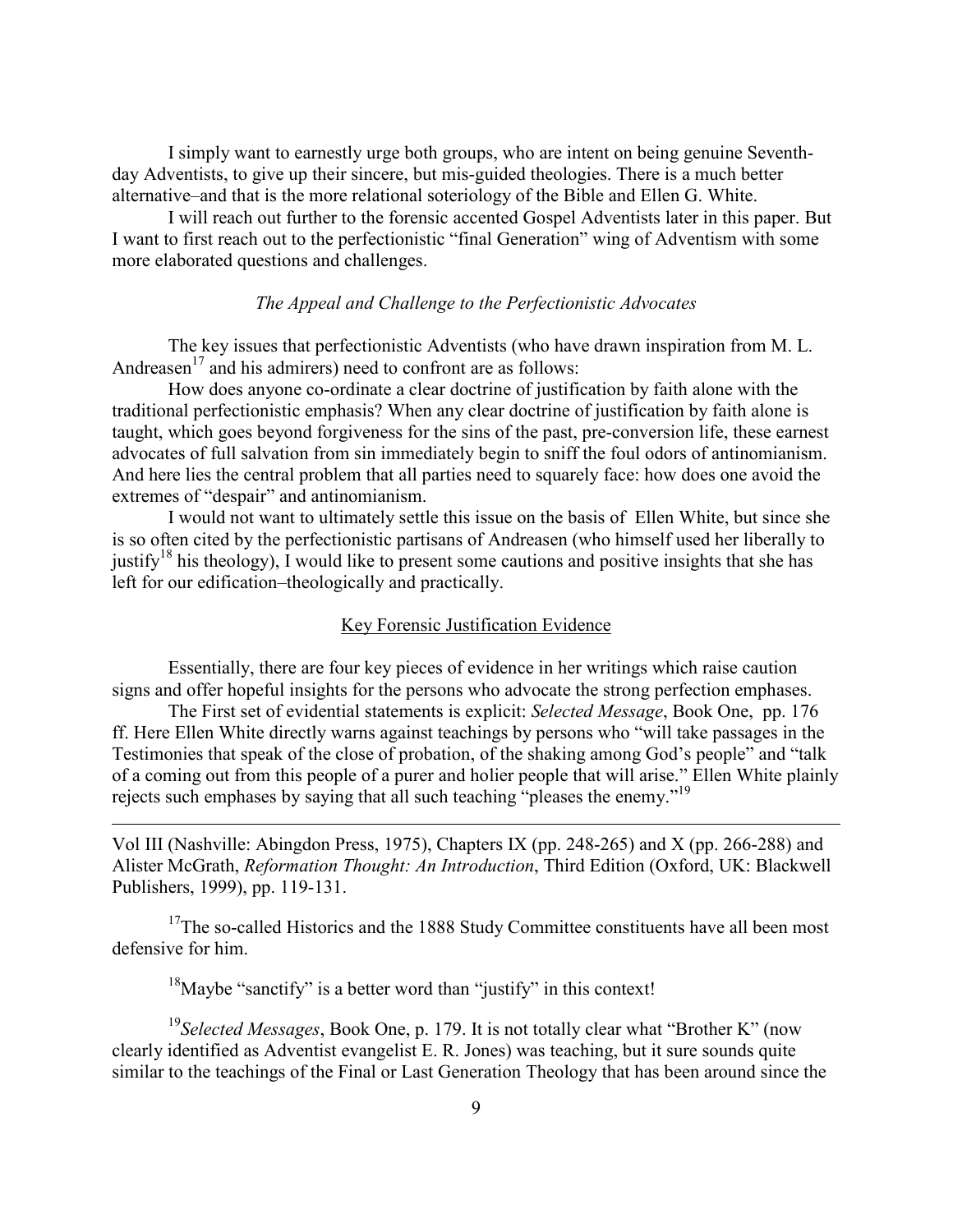I simply want to earnestly urge both groups, who are intent on being genuine Seventh-day Adventists, to give up their sincere, but mis-guided theologies. There is a much better alternative–and that is the more relational soteriology of the Bible and Ellen G. White.

I will reach out further to the forensic accented Gospel Adventists later in this paper. But I want to first reach out to the perfectionistic "final Generation" wing of Adventism with some more elaborated questions and challenges.

### *The Appeal and Challenge to the Perfectionistic Advocates*

The key issues that perfectionistic Adventists (who have drawn inspiration from M. L. Andreasen[17] and his admirers) need to confront are as follows:

How does anyone co-ordinate a clear doctrine of justification by faith alone with the traditional perfectionistic emphasis? When any clear doctrine of justification by faith alone is taught, which goes beyond forgiveness for the sins of the past, pre-conversion life, these earnest advocates of full salvation from sin immediately begin to sniff the foul odors of antinomianism. And here lies the central problem that all parties need to squarely face: how does one avoid the extremes of "despair" and antinomianism.

I would not want to ultimately settle this issue on the basis of Ellen White, but since she is so often cited by the perfectionistic partisans of Andreasen (who himself used her liberally to justify[18] his theology), I would like to present some cautions and positive insights that she has left for our edification–theologically and practically.

#### Key Forensic Justification Evidence

Essentially, there are four key pieces of evidence in her writings which raise caution signs and offer hopeful insights for the persons who advocate the strong perfection emphases.

The First set of evidential statements is explicit: *Selected Message*, Book One, pp. 176 ff. Here Ellen White directly warns against teachings by persons who "will take passages in the Testimonies that speak of the close of probation, of the shaking among God's people" and "talk of a coming out from this people of a purer and holier people that will arise." Ellen White plainly rejects such emphases by saying that all such teaching "pleases the enemy."[19]

---

Vol III (Nashville: Abingdon Press, 1975), Chapters IX (pp. 248-265) and X (pp. 266-288) and Alister McGrath, *Reformation Thought: An Introduction*, Third Edition (Oxford, UK: Blackwell Publishers, 1999), pp. 119-131.

[17] The so-called Historics and the 1888 Study Committee constituents have all been most defensive for him.

[18] Maybe "sanctify" is a better word than "justify" in this context!

[19] *Selected Messages*, Book One, p. 179. It is not totally clear what "Brother K" (now clearly identified as Adventist evangelist E. R. Jones) was teaching, but it sure sounds quite similar to the teachings of the Final or Last Generation Theology that has been around since the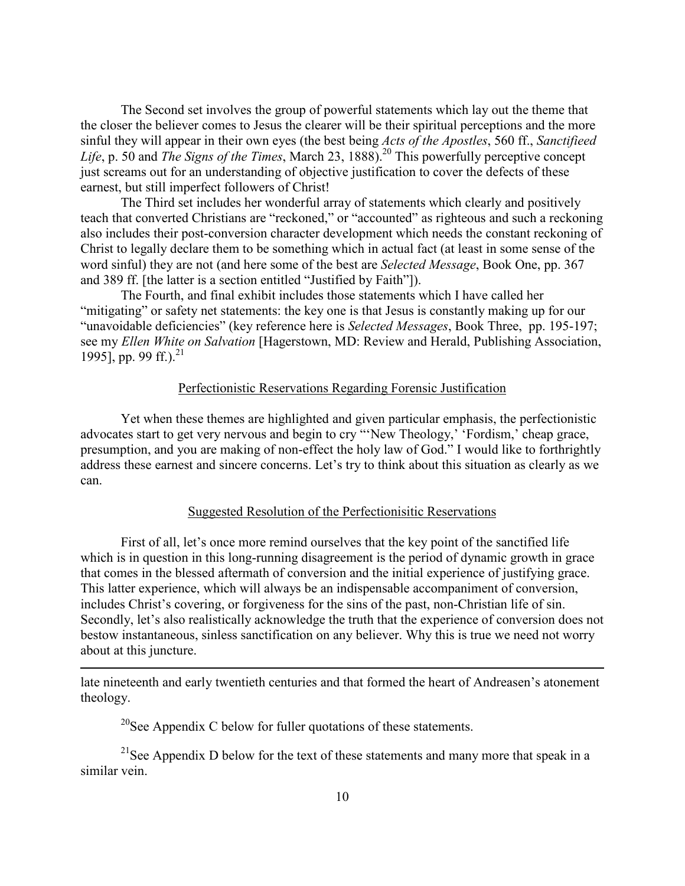The Second set involves the group of powerful statements which lay out the theme that the closer the believer comes to Jesus the clearer will be their spiritual perceptions and the more sinful they will appear in their own eyes (the best being *Acts of the Apostles*, 560 ff., *Sanctifieed Life*, p. 50 and *The Signs of the Times*, March 23, 1888).[20] This powerfully perceptive concept just screams out for an understanding of objective justification to cover the defects of these earnest, but still imperfect followers of Christ!

The Third set includes her wonderful array of statements which clearly and positively teach that converted Christians are "reckoned," or "accounted" as righteous and such a reckoning also includes their post-conversion character development which needs the constant reckoning of Christ to legally declare them to be something which in actual fact (at least in some sense of the word sinful) they are not (and here some of the best are *Selected Message*, Book One, pp. 367 and 389 ff. [the latter is a section entitled "Justified by Faith"]).

The Fourth, and final exhibit includes those statements which I have called her "mitigating" or safety net statements: the key one is that Jesus is constantly making up for our "unavoidable deficiencies" (key reference here is *Selected Messages*, Book Three, pp. 195-197; see my *Ellen White on Salvation* [Hagerstown, MD: Review and Herald, Publishing Association, 1995], pp. 99 ff.).[21]

## Perfectionistic Reservations Regarding Forensic Justification

Yet when these themes are highlighted and given particular emphasis, the perfectionistic advocates start to get very nervous and begin to cry "'New Theology,' 'Fordism,' cheap grace, presumption, and you are making of non-effect the holy law of God." I would like to forthrightly address these earnest and sincere concerns. Let's try to think about this situation as clearly as we can.

## Suggested Resolution of the Perfectionisitic Reservations

First of all, let's once more remind ourselves that the key point of the sanctified life which is in question in this long-running disagreement is the period of dynamic growth in grace that comes in the blessed aftermath of conversion and the initial experience of justifying grace. This latter experience, which will always be an indispensable accompaniment of conversion, includes Christ's covering, or forgiveness for the sins of the past, non-Christian life of sin. Secondly, let's also realistically acknowledge the truth that the experience of conversion does not bestow instantaneous, sinless sanctification on any believer. Why this is true we need not worry about at this juncture.

---

late nineteenth and early twentieth centuries and that formed the heart of Andreasen's atonement theology.

[20]See Appendix C below for fuller quotations of these statements.

[21]See Appendix D below for the text of these statements and many more that speak in a similar vein.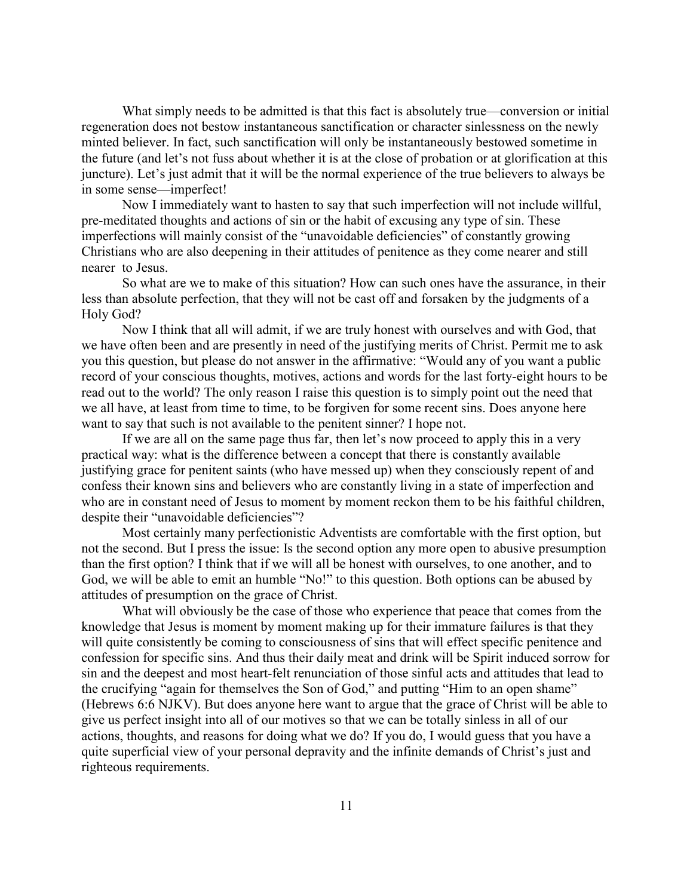What simply needs to be admitted is that this fact is absolutely true—conversion or initial regeneration does not bestow instantaneous sanctification or character sinlessness on the newly minted believer. In fact, such sanctification will only be instantaneously bestowed sometime in the future (and let's not fuss about whether it is at the close of probation or at glorification at this juncture). Let's just admit that it will be the normal experience of the true believers to always be in some sense—imperfect!

Now I immediately want to hasten to say that such imperfection will not include willful, pre-meditated thoughts and actions of sin or the habit of excusing any type of sin. These imperfections will mainly consist of the "unavoidable deficiencies" of constantly growing Christians who are also deepening in their attitudes of penitence as they come nearer and still nearer to Jesus.

So what are we to make of this situation? How can such ones have the assurance, in their less than absolute perfection, that they will not be cast off and forsaken by the judgments of a Holy God?

Now I think that all will admit, if we are truly honest with ourselves and with God, that we have often been and are presently in need of the justifying merits of Christ. Permit me to ask you this question, but please do not answer in the affirmative: "Would any of you want a public record of your conscious thoughts, motives, actions and words for the last forty-eight hours to be read out to the world? The only reason I raise this question is to simply point out the need that we all have, at least from time to time, to be forgiven for some recent sins. Does anyone here want to say that such is not available to the penitent sinner? I hope not.

If we are all on the same page thus far, then let's now proceed to apply this in a very practical way: what is the difference between a concept that there is constantly available justifying grace for penitent saints (who have messed up) when they consciously repent of and confess their known sins and believers who are constantly living in a state of imperfection and who are in constant need of Jesus to moment by moment reckon them to be his faithful children, despite their "unavoidable deficiencies"?

Most certainly many perfectionistic Adventists are comfortable with the first option, but not the second. But I press the issue: Is the second option any more open to abusive presumption than the first option? I think that if we will all be honest with ourselves, to one another, and to God, we will be able to emit an humble "No!" to this question. Both options can be abused by attitudes of presumption on the grace of Christ.

What will obviously be the case of those who experience that peace that comes from the knowledge that Jesus is moment by moment making up for their immature failures is that they will quite consistently be coming to consciousness of sins that will effect specific penitence and confession for specific sins. And thus their daily meat and drink will be Spirit induced sorrow for sin and the deepest and most heart-felt renunciation of those sinful acts and attitudes that lead to the crucifying "again for themselves the Son of God," and putting "Him to an open shame" (Hebrews 6:6 NJKV). But does anyone here want to argue that the grace of Christ will be able to give us perfect insight into all of our motives so that we can be totally sinless in all of our actions, thoughts, and reasons for doing what we do? If you do, I would guess that you have a quite superficial view of your personal depravity and the infinite demands of Christ's just and righteous requirements.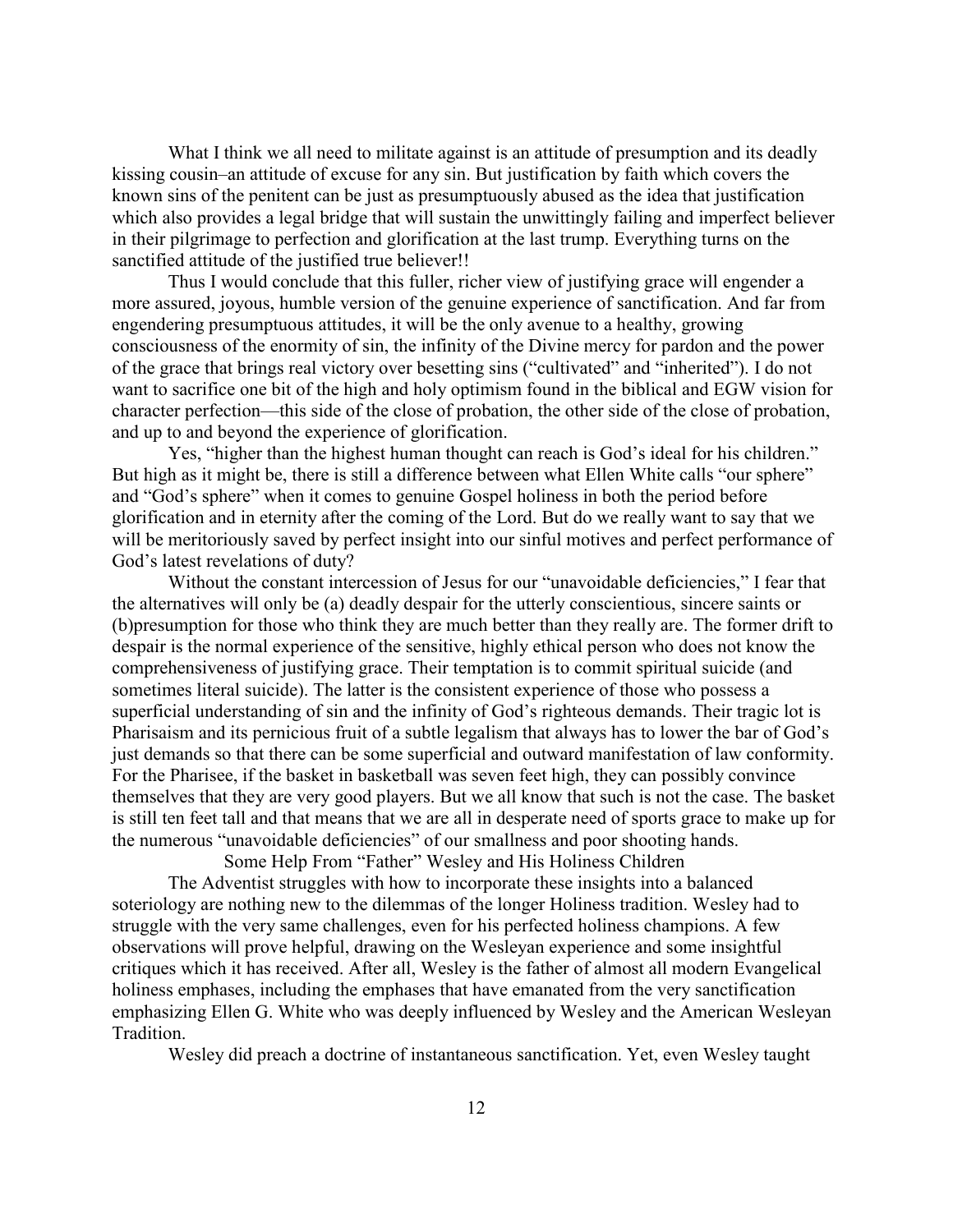What I think we all need to militate against is an attitude of presumption and its deadly kissing cousin–an attitude of excuse for any sin. But justification by faith which covers the known sins of the penitent can be just as presumptuously abused as the idea that justification which also provides a legal bridge that will sustain the unwittingly failing and imperfect believer in their pilgrimage to perfection and glorification at the last trump. Everything turns on the sanctified attitude of the justified true believer!!

Thus I would conclude that this fuller, richer view of justifying grace will engender a more assured, joyous, humble version of the genuine experience of sanctification. And far from engendering presumptuous attitudes, it will be the only avenue to a healthy, growing consciousness of the enormity of sin, the infinity of the Divine mercy for pardon and the power of the grace that brings real victory over besetting sins ("cultivated" and "inherited"). I do not want to sacrifice one bit of the high and holy optimism found in the biblical and EGW vision for character perfection—this side of the close of probation, the other side of the close of probation, and up to and beyond the experience of glorification.

Yes, "higher than the highest human thought can reach is God's ideal for his children." But high as it might be, there is still a difference between what Ellen White calls "our sphere" and "God's sphere" when it comes to genuine Gospel holiness in both the period before glorification and in eternity after the coming of the Lord. But do we really want to say that we will be meritoriously saved by perfect insight into our sinful motives and perfect performance of God's latest revelations of duty?

Without the constant intercession of Jesus for our "unavoidable deficiencies," I fear that the alternatives will only be (a) deadly despair for the utterly conscientious, sincere saints or (b)presumption for those who think they are much better than they really are. The former drift to despair is the normal experience of the sensitive, highly ethical person who does not know the comprehensiveness of justifying grace. Their temptation is to commit spiritual suicide (and sometimes literal suicide). The latter is the consistent experience of those who possess a superficial understanding of sin and the infinity of God's righteous demands. Their tragic lot is Pharisaism and its pernicious fruit of a subtle legalism that always has to lower the bar of God's just demands so that there can be some superficial and outward manifestation of law conformity. For the Pharisee, if the basket in basketball was seven feet high, they can possibly convince themselves that they are very good players. But we all know that such is not the case. The basket is still ten feet tall and that means that we are all in desperate need of sports grace to make up for the numerous "unavoidable deficiencies" of our smallness and poor shooting hands.

## Some Help From "Father" Wesley and His Holiness Children

The Adventist struggles with how to incorporate these insights into a balanced soteriology are nothing new to the dilemmas of the longer Holiness tradition. Wesley had to struggle with the very same challenges, even for his perfected holiness champions. A few observations will prove helpful, drawing on the Wesleyan experience and some insightful critiques which it has received. After all, Wesley is the father of almost all modern Evangelical holiness emphases, including the emphases that have emanated from the very sanctification emphasizing Ellen G. White who was deeply influenced by Wesley and the American Wesleyan Tradition.

Wesley did preach a doctrine of instantaneous sanctification. Yet, even Wesley taught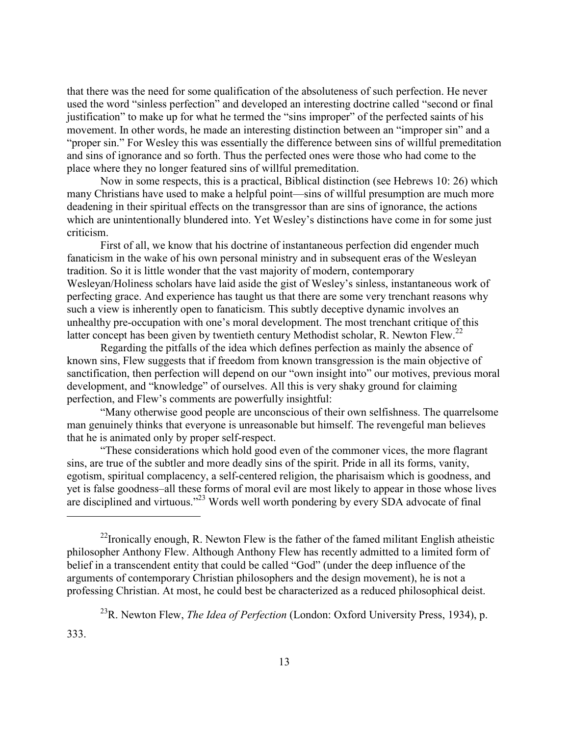that there was the need for some qualification of the absoluteness of such perfection. He never used the word "sinless perfection" and developed an interesting doctrine called "second or final justification" to make up for what he termed the "sins improper" of the perfected saints of his movement. In other words, he made an interesting distinction between an "improper sin" and a "proper sin." For Wesley this was essentially the difference between sins of willful premeditation and sins of ignorance and so forth. Thus the perfected ones were those who had come to the place where they no longer featured sins of willful premeditation.

Now in some respects, this is a practical, Biblical distinction (see Hebrews 10: 26) which many Christians have used to make a helpful point—sins of willful presumption are much more deadening in their spiritual effects on the transgressor than are sins of ignorance, the actions which are unintentionally blundered into. Yet Wesley's distinctions have come in for some just criticism.

First of all, we know that his doctrine of instantaneous perfection did engender much fanaticism in the wake of his own personal ministry and in subsequent eras of the Wesleyan tradition. So it is little wonder that the vast majority of modern, contemporary Wesleyan/Holiness scholars have laid aside the gist of Wesley's sinless, instantaneous work of perfecting grace. And experience has taught us that there are some very trenchant reasons why such a view is inherently open to fanaticism. This subtly deceptive dynamic involves an unhealthy pre-occupation with one's moral development. The most trenchant critique of this latter concept has been given by twentieth century Methodist scholar, R. Newton Flew.[22]

Regarding the pitfalls of the idea which defines perfection as mainly the absence of known sins, Flew suggests that if freedom from known transgression is the main objective of sanctification, then perfection will depend on our "own insight into" our motives, previous moral development, and "knowledge" of ourselves. All this is very shaky ground for claiming perfection, and Flew's comments are powerfully insightful:

"Many otherwise good people are unconscious of their own selfishness. The quarrelsome man genuinely thinks that everyone is unreasonable but himself. The revengeful man believes that he is animated only by proper self-respect.

"These considerations which hold good even of the commoner vices, the more flagrant sins, are true of the subtler and more deadly sins of the spirit. Pride in all its forms, vanity, egotism, spiritual complacency, a self-centered religion, the pharisaism which is goodness, and yet is false goodness–all these forms of moral evil are most likely to appear in those whose lives are disciplined and virtuous."[23] Words well worth pondering by every SDA advocate of final

---

[22]Ironically enough, R. Newton Flew is the father of the famed militant English atheistic philosopher Anthony Flew. Although Anthony Flew has recently admitted to a limited form of belief in a transcendent entity that could be called "God" (under the deep influence of the arguments of contemporary Christian philosophers and the design movement), he is not a professing Christian. At most, he could best be characterized as a reduced philosophical deist.

[23]R. Newton Flew, *The Idea of Perfection* (London: Oxford University Press, 1934), p. 333.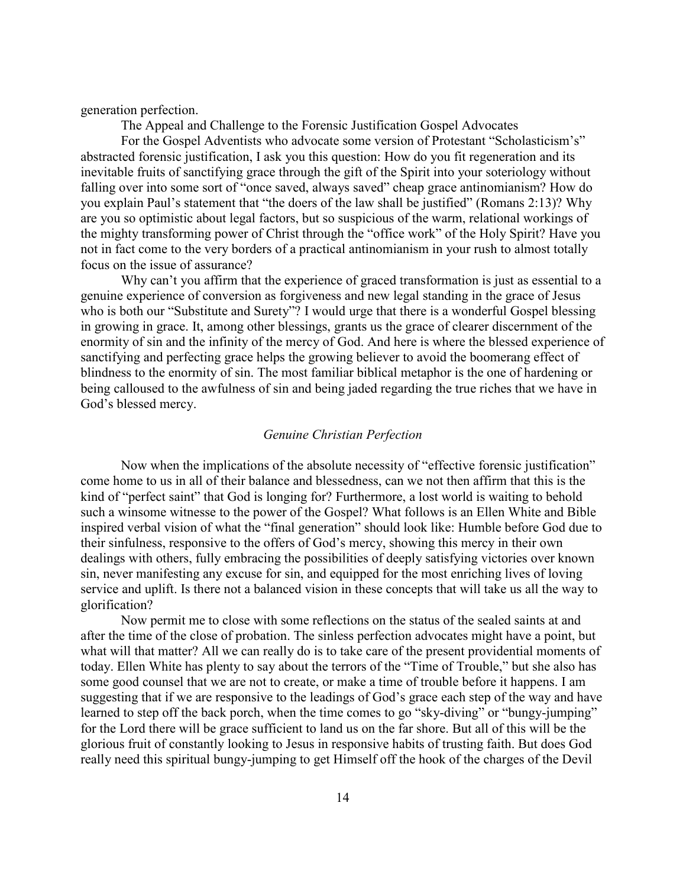generation perfection.

The Appeal and Challenge to the Forensic Justification Gospel Advocates

For the Gospel Adventists who advocate some version of Protestant "Scholasticism's" abstracted forensic justification, I ask you this question: How do you fit regeneration and its inevitable fruits of sanctifying grace through the gift of the Spirit into your soteriology without falling over into some sort of "once saved, always saved" cheap grace antinomianism? How do you explain Paul's statement that "the doers of the law shall be justified" (Romans 2:13)? Why are you so optimistic about legal factors, but so suspicious of the warm, relational workings of the mighty transforming power of Christ through the "office work" of the Holy Spirit? Have you not in fact come to the very borders of a practical antinomianism in your rush to almost totally focus on the issue of assurance?

Why can't you affirm that the experience of graced transformation is just as essential to a genuine experience of conversion as forgiveness and new legal standing in the grace of Jesus who is both our "Substitute and Surety"? I would urge that there is a wonderful Gospel blessing in growing in grace. It, among other blessings, grants us the grace of clearer discernment of the enormity of sin and the infinity of the mercy of God. And here is where the blessed experience of sanctifying and perfecting grace helps the growing believer to avoid the boomerang effect of blindness to the enormity of sin. The most familiar biblical metaphor is the one of hardening or being calloused to the awfulness of sin and being jaded regarding the true riches that we have in God's blessed mercy.

### *Genuine Christian Perfection*

Now when the implications of the absolute necessity of "effective forensic justification" come home to us in all of their balance and blessedness, can we not then affirm that this is the kind of "perfect saint" that God is longing for? Furthermore, a lost world is waiting to behold such a winsome witnesse to the power of the Gospel? What follows is an Ellen White and Bible inspired verbal vision of what the "final generation" should look like: Humble before God due to their sinfulness, responsive to the offers of God's mercy, showing this mercy in their own dealings with others, fully embracing the possibilities of deeply satisfying victories over known sin, never manifesting any excuse for sin, and equipped for the most enriching lives of loving service and uplift. Is there not a balanced vision in these concepts that will take us all the way to glorification?

Now permit me to close with some reflections on the status of the sealed saints at and after the time of the close of probation. The sinless perfection advocates might have a point, but what will that matter? All we can really do is to take care of the present providential moments of today. Ellen White has plenty to say about the terrors of the "Time of Trouble," but she also has some good counsel that we are not to create, or make a time of trouble before it happens. I am suggesting that if we are responsive to the leadings of God's grace each step of the way and have learned to step off the back porch, when the time comes to go "sky-diving" or "bungy-jumping" for the Lord there will be grace sufficient to land us on the far shore. But all of this will be the glorious fruit of constantly looking to Jesus in responsive habits of trusting faith. But does God really need this spiritual bungy-jumping to get Himself off the hook of the charges of the Devil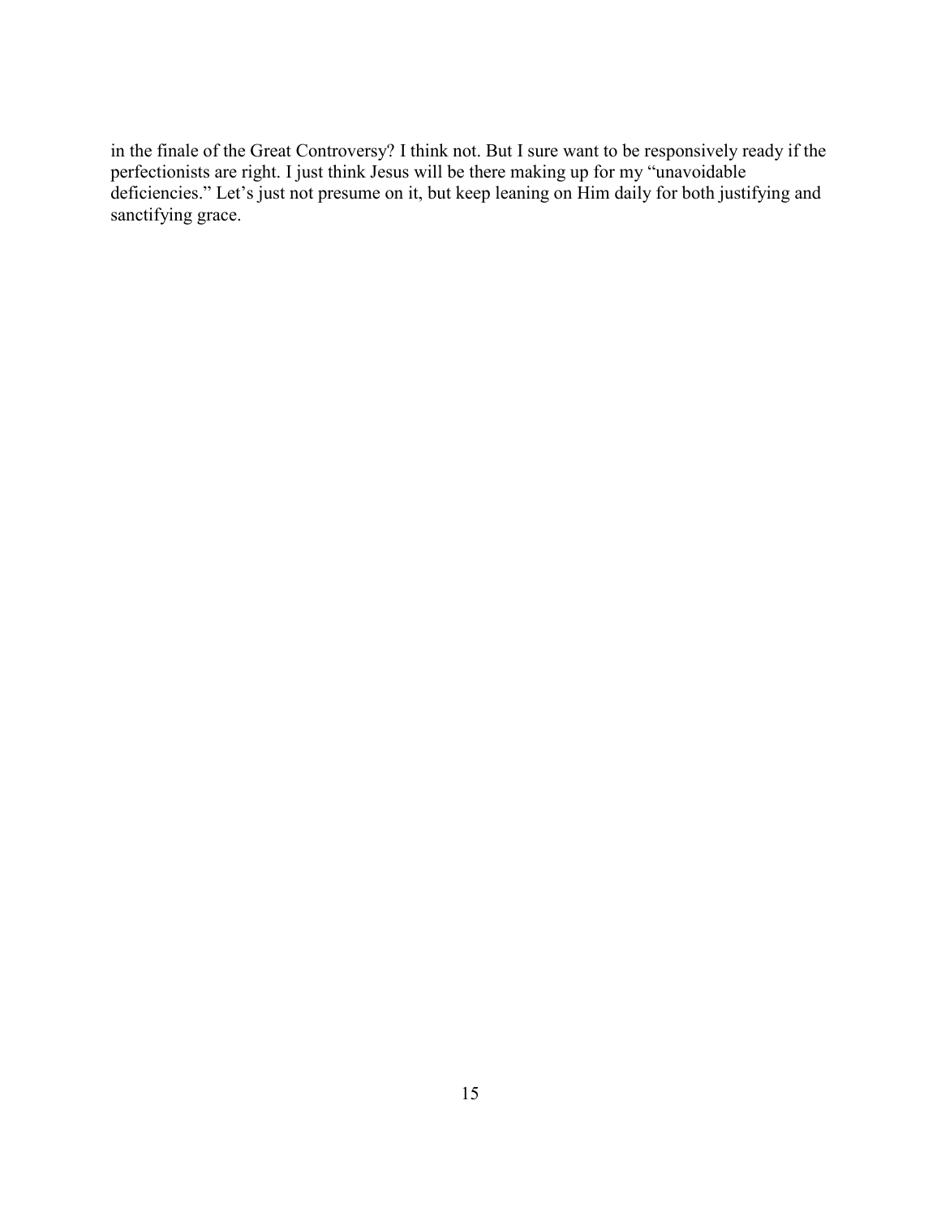in the finale of the Great Controversy? I think not. But I sure want to be responsively ready if the perfectionists are right. I just think Jesus will be there making up for my "unavoidable deficiencies." Let's just not presume on it, but keep leaning on Him daily for both justifying and sanctifying grace.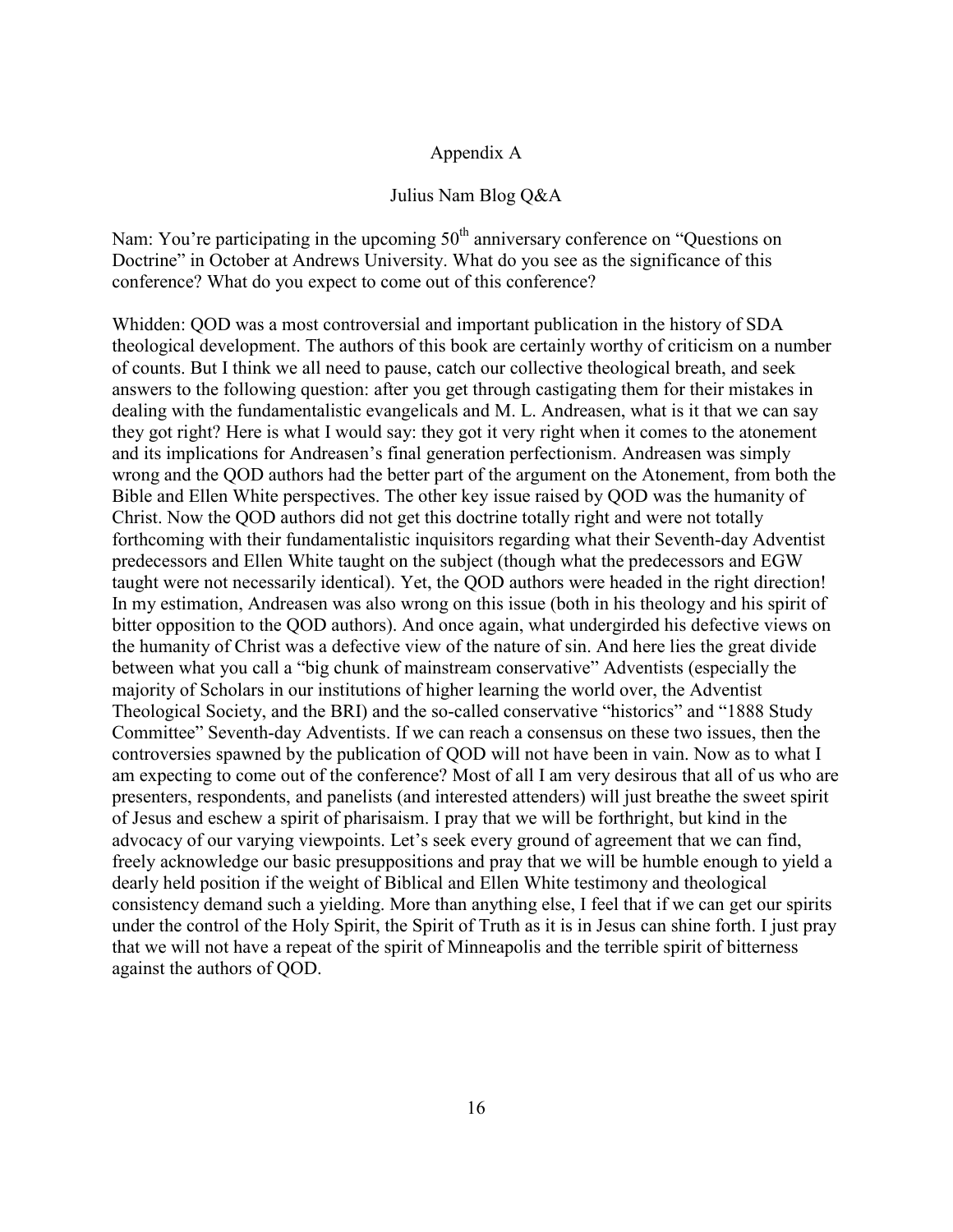## Appendix A

## Julius Nam Blog Q&A

Nam: You're participating in the upcoming 50$^{th}$ anniversary conference on "Questions on Doctrine" in October at Andrews University. What do you see as the significance of this conference? What do you expect to come out of this conference?

Whidden: QOD was a most controversial and important publication in the history of SDA theological development. The authors of this book are certainly worthy of criticism on a number of counts. But I think we all need to pause, catch our collective theological breath, and seek answers to the following question: after you get through castigating them for their mistakes in dealing with the fundamentalistic evangelicals and M. L. Andreasen, what is it that we can say they got right? Here is what I would say: they got it very right when it comes to the atonement and its implications for Andreasen's final generation perfectionism. Andreasen was simply wrong and the QOD authors had the better part of the argument on the Atonement, from both the Bible and Ellen White perspectives. The other key issue raised by QOD was the humanity of Christ. Now the QOD authors did not get this doctrine totally right and were not totally forthcoming with their fundamentalistic inquisitors regarding what their Seventh-day Adventist predecessors and Ellen White taught on the subject (though what the predecessors and EGW taught were not necessarily identical). Yet, the QOD authors were headed in the right direction! In my estimation, Andreasen was also wrong on this issue (both in his theology and his spirit of bitter opposition to the QOD authors). And once again, what undergirded his defective views on the humanity of Christ was a defective view of the nature of sin. And here lies the great divide between what you call a "big chunk of mainstream conservative" Adventists (especially the majority of Scholars in our institutions of higher learning the world over, the Adventist Theological Society, and the BRI) and the so-called conservative "historics" and "1888 Study Committee" Seventh-day Adventists. If we can reach a consensus on these two issues, then the controversies spawned by the publication of QOD will not have been in vain. Now as to what I am expecting to come out of the conference? Most of all I am very desirous that all of us who are presenters, respondents, and panelists (and interested attenders) will just breathe the sweet spirit of Jesus and eschew a spirit of pharisaism. I pray that we will be forthright, but kind in the advocacy of our varying viewpoints. Let's seek every ground of agreement that we can find, freely acknowledge our basic presuppositions and pray that we will be humble enough to yield a dearly held position if the weight of Biblical and Ellen White testimony and theological consistency demand such a yielding. More than anything else, I feel that if we can get our spirits under the control of the Holy Spirit, the Spirit of Truth as it is in Jesus can shine forth. I just pray that we will not have a repeat of the spirit of Minneapolis and the terrible spirit of bitterness against the authors of QOD.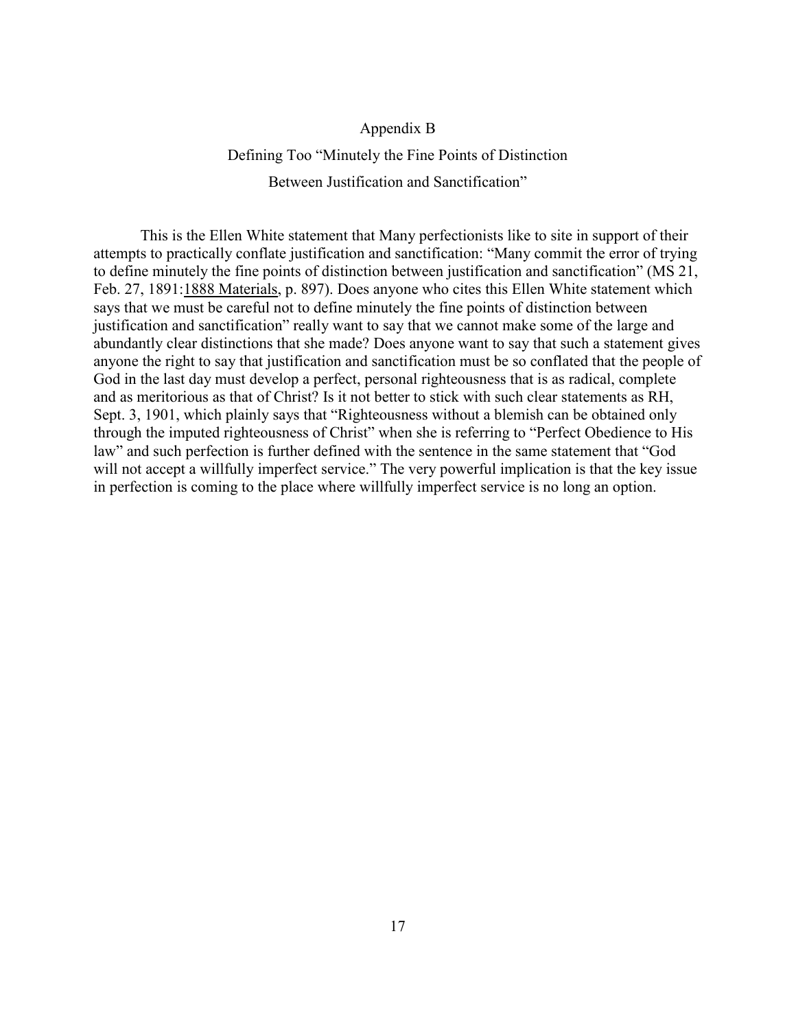# Appendix B

## Defining Too "Minutely the Fine Points of Distinction Between Justification and Sanctification"

This is the Ellen White statement that Many perfectionists like to site in support of their attempts to practically conflate justification and sanctification: "Many commit the error of trying to define minutely the fine points of distinction between justification and sanctification" (MS 21, Feb. 27, 1891:1888 Materials, p. 897). Does anyone who cites this Ellen White statement which says that we must be careful not to define minutely the fine points of distinction between justification and sanctification" really want to say that we cannot make some of the large and abundantly clear distinctions that she made? Does anyone want to say that such a statement gives anyone the right to say that justification and sanctification must be so conflated that the people of God in the last day must develop a perfect, personal righteousness that is as radical, complete and as meritorious as that of Christ? Is it not better to stick with such clear statements as RH, Sept. 3, 1901, which plainly says that "Righteousness without a blemish can be obtained only through the imputed righteousness of Christ" when she is referring to "Perfect Obedience to His law" and such perfection is further defined with the sentence in the same statement that "God will not accept a willfully imperfect service." The very powerful implication is that the key issue in perfection is coming to the place where willfully imperfect service is no long an option.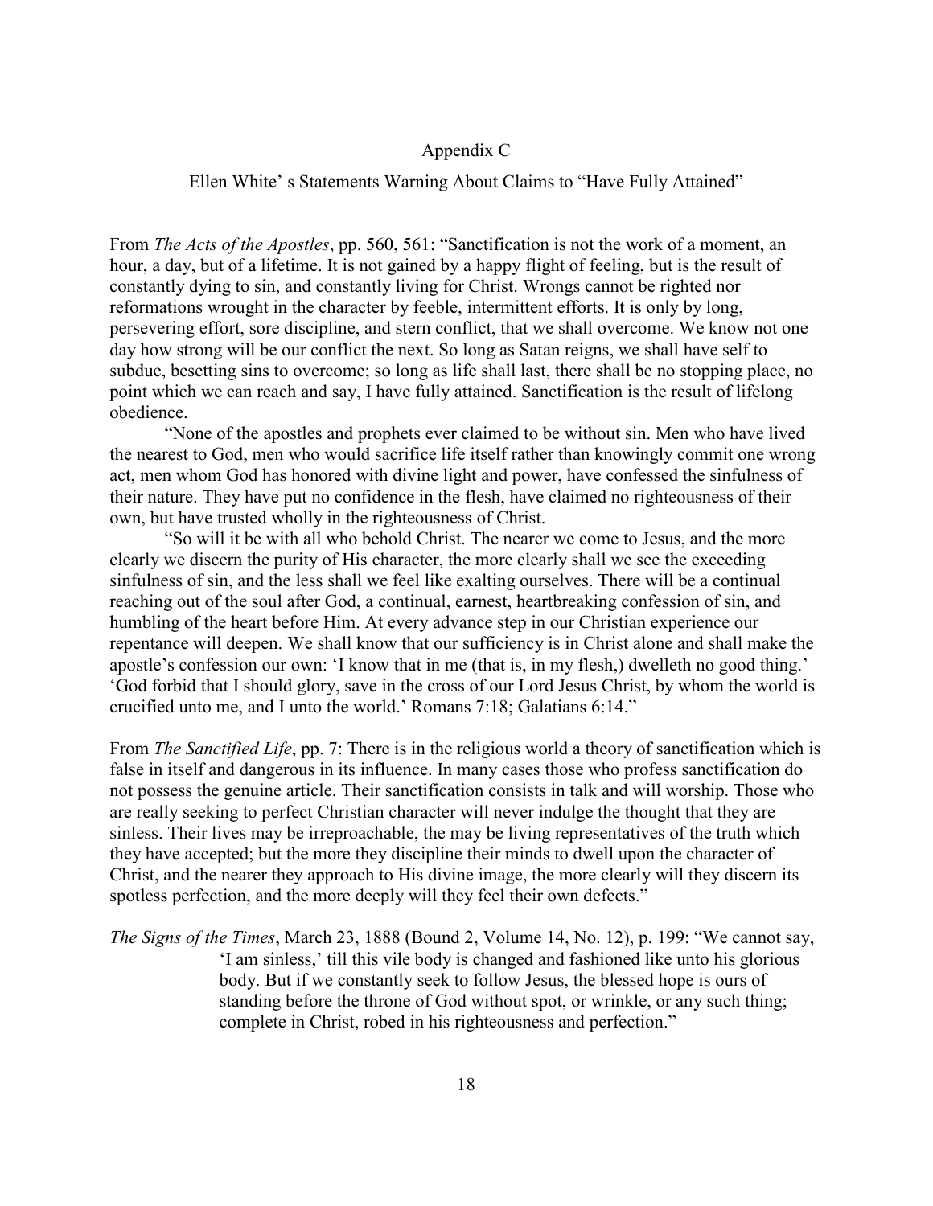# Appendix C

## Ellen White' s Statements Warning About Claims to "Have Fully Attained"

From *The Acts of the Apostles*, pp. 560, 561: "Sanctification is not the work of a moment, an hour, a day, but of a lifetime. It is not gained by a happy flight of feeling, but is the result of constantly dying to sin, and constantly living for Christ. Wrongs cannot be righted nor reformations wrought in the character by feeble, intermittent efforts. It is only by long, persevering effort, sore discipline, and stern conflict, that we shall overcome. We know not one day how strong will be our conflict the next. So long as Satan reigns, we shall have self to subdue, besetting sins to overcome; so long as life shall last, there shall be no stopping place, no point which we can reach and say, I have fully attained. Sanctification is the result of lifelong obedience.

"None of the apostles and prophets ever claimed to be without sin. Men who have lived the nearest to God, men who would sacrifice life itself rather than knowingly commit one wrong act, men whom God has honored with divine light and power, have confessed the sinfulness of their nature. They have put no confidence in the flesh, have claimed no righteousness of their own, but have trusted wholly in the righteousness of Christ.

"So will it be with all who behold Christ. The nearer we come to Jesus, and the more clearly we discern the purity of His character, the more clearly shall we see the exceeding sinfulness of sin, and the less shall we feel like exalting ourselves. There will be a continual reaching out of the soul after God, a continual, earnest, heartbreaking confession of sin, and humbling of the heart before Him. At every advance step in our Christian experience our repentance will deepen. We shall know that our sufficiency is in Christ alone and shall make the apostle's confession our own: 'I know that in me (that is, in my flesh,) dwelleth no good thing.' 'God forbid that I should glory, save in the cross of our Lord Jesus Christ, by whom the world is crucified unto me, and I unto the world.' Romans 7:18; Galatians 6:14."

From *The Sanctified Life*, pp. 7: There is in the religious world a theory of sanctification which is false in itself and dangerous in its influence. In many cases those who profess sanctification do not possess the genuine article. Their sanctification consists in talk and will worship. Those who are really seeking to perfect Christian character will never indulge the thought that they are sinless. Their lives may be irreproachable, the may be living representatives of the truth which they have accepted; but the more they discipline their minds to dwell upon the character of Christ, and the nearer they approach to His divine image, the more clearly will they discern its spotless perfection, and the more deeply will they feel their own defects."

*The Signs of the Times*, March 23, 1888 (Bound 2, Volume 14, No. 12), p. 199: "We cannot say, 'I am sinless,' till this vile body is changed and fashioned like unto his glorious body. But if we constantly seek to follow Jesus, the blessed hope is ours of standing before the throne of God without spot, or wrinkle, or any such thing; complete in Christ, robed in his righteousness and perfection."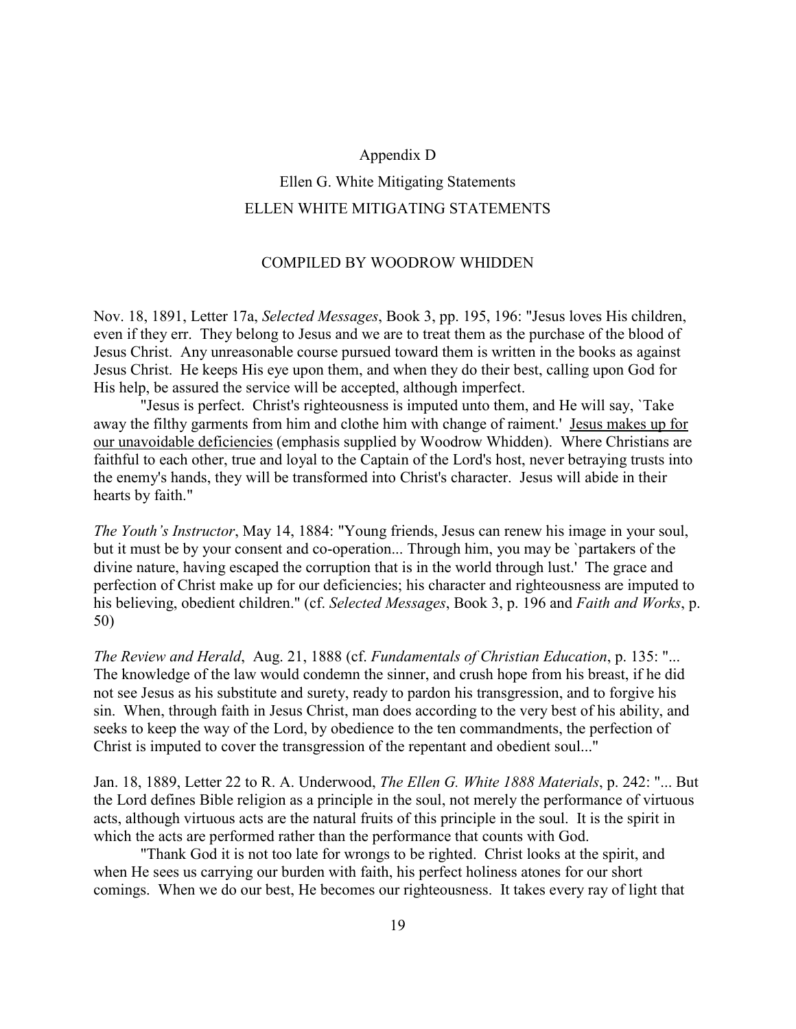# Appendix D

## Ellen G. White Mitigating Statements

## ELLEN WHITE MITIGATING STATEMENTS

### COMPILED BY WOODROW WHIDDEN

Nov. 18, 1891, Letter 17a, *Selected Messages*, Book 3, pp. 195, 196: "Jesus loves His children, even if they err. They belong to Jesus and we are to treat them as the purchase of the blood of Jesus Christ. Any unreasonable course pursued toward them is written in the books as against Jesus Christ. He keeps His eye upon them, and when they do their best, calling upon God for His help, be assured the service will be accepted, although imperfect.

"Jesus is perfect. Christ's righteousness is imputed unto them, and He will say, `Take away the filthy garments from him and clothe him with change of raiment.' <u>Jesus makes up for our unavoidable deficiencies</u> (emphasis supplied by Woodrow Whidden). Where Christians are faithful to each other, true and loyal to the Captain of the Lord's host, never betraying trusts into the enemy's hands, they will be transformed into Christ's character. Jesus will abide in their hearts by faith."

*The Youth's Instructor*, May 14, 1884: "Young friends, Jesus can renew his image in your soul, but it must be by your consent and co-operation... Through him, you may be `partakers of the divine nature, having escaped the corruption that is in the world through lust.' The grace and perfection of Christ make up for our deficiencies; his character and righteousness are imputed to his believing, obedient children." (cf. *Selected Messages*, Book 3, p. 196 and *Faith and Works*, p. 50)

*The Review and Herald*, Aug. 21, 1888 (cf. *Fundamentals of Christian Education*, p. 135: "... The knowledge of the law would condemn the sinner, and crush hope from his breast, if he did not see Jesus as his substitute and surety, ready to pardon his transgression, and to forgive his sin. When, through faith in Jesus Christ, man does according to the very best of his ability, and seeks to keep the way of the Lord, by obedience to the ten commandments, the perfection of Christ is imputed to cover the transgression of the repentant and obedient soul..."

Jan. 18, 1889, Letter 22 to R. A. Underwood, *The Ellen G. White 1888 Materials*, p. 242: "... But the Lord defines Bible religion as a principle in the soul, not merely the performance of virtuous acts, although virtuous acts are the natural fruits of this principle in the soul. It is the spirit in which the acts are performed rather than the performance that counts with God.

"Thank God it is not too late for wrongs to be righted. Christ looks at the spirit, and when He sees us carrying our burden with faith, his perfect holiness atones for our short comings. When we do our best, He becomes our righteousness. It takes every ray of light that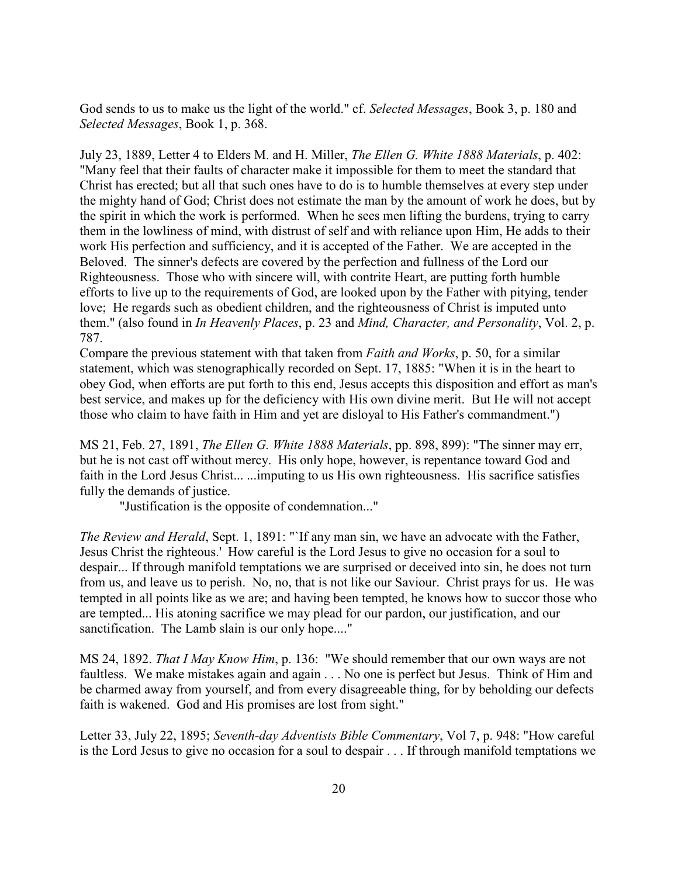God sends to us to make us the light of the world." cf. *Selected Messages*, Book 3, p. 180 and *Selected Messages*, Book 1, p. 368.

July 23, 1889, Letter 4 to Elders M. and H. Miller, *The Ellen G. White 1888 Materials*, p. 402: "Many feel that their faults of character make it impossible for them to meet the standard that Christ has erected; but all that such ones have to do is to humble themselves at every step under the mighty hand of God; Christ does not estimate the man by the amount of work he does, but by the spirit in which the work is performed. When he sees men lifting the burdens, trying to carry them in the lowliness of mind, with distrust of self and with reliance upon Him, He adds to their work His perfection and sufficiency, and it is accepted of the Father. We are accepted in the Beloved. The sinner's defects are covered by the perfection and fullness of the Lord our Righteousness. Those who with sincere will, with contrite Heart, are putting forth humble efforts to live up to the requirements of God, are looked upon by the Father with pitying, tender love; He regards such as obedient children, and the righteousness of Christ is imputed unto them." (also found in *In Heavenly Places*, p. 23 and *Mind, Character, and Personality*, Vol. 2, p. 787.

Compare the previous statement with that taken from *Faith and Works*, p. 50, for a similar statement, which was stenographically recorded on Sept. 17, 1885: "When it is in the heart to obey God, when efforts are put forth to this end, Jesus accepts this disposition and effort as man's best service, and makes up for the deficiency with His own divine merit. But He will not accept those who claim to have faith in Him and yet are disloyal to His Father's commandment.")

MS 21, Feb. 27, 1891, *The Ellen G. White 1888 Materials*, pp. 898, 899): "The sinner may err, but he is not cast off without mercy. His only hope, however, is repentance toward God and faith in the Lord Jesus Christ... ...imputing to us His own righteousness. His sacrifice satisfies fully the demands of justice.

"Justification is the opposite of condemnation..."

*The Review and Herald*, Sept. 1, 1891: "`If any man sin, we have an advocate with the Father, Jesus Christ the righteous.' How careful is the Lord Jesus to give no occasion for a soul to despair... If through manifold temptations we are surprised or deceived into sin, he does not turn from us, and leave us to perish. No, no, that is not like our Saviour. Christ prays for us. He was tempted in all points like as we are; and having been tempted, he knows how to succor those who are tempted... His atoning sacrifice we may plead for our pardon, our justification, and our sanctification. The Lamb slain is our only hope...."

MS 24, 1892. *That I May Know Him*, p. 136: "We should remember that our own ways are not faultless. We make mistakes again and again . . . No one is perfect but Jesus. Think of Him and be charmed away from yourself, and from every disagreeable thing, for by beholding our defects faith is wakened. God and His promises are lost from sight."

Letter 33, July 22, 1895; *Seventh-day Adventists Bible Commentary*, Vol 7, p. 948: "How careful is the Lord Jesus to give no occasion for a soul to despair . . . If through manifold temptations we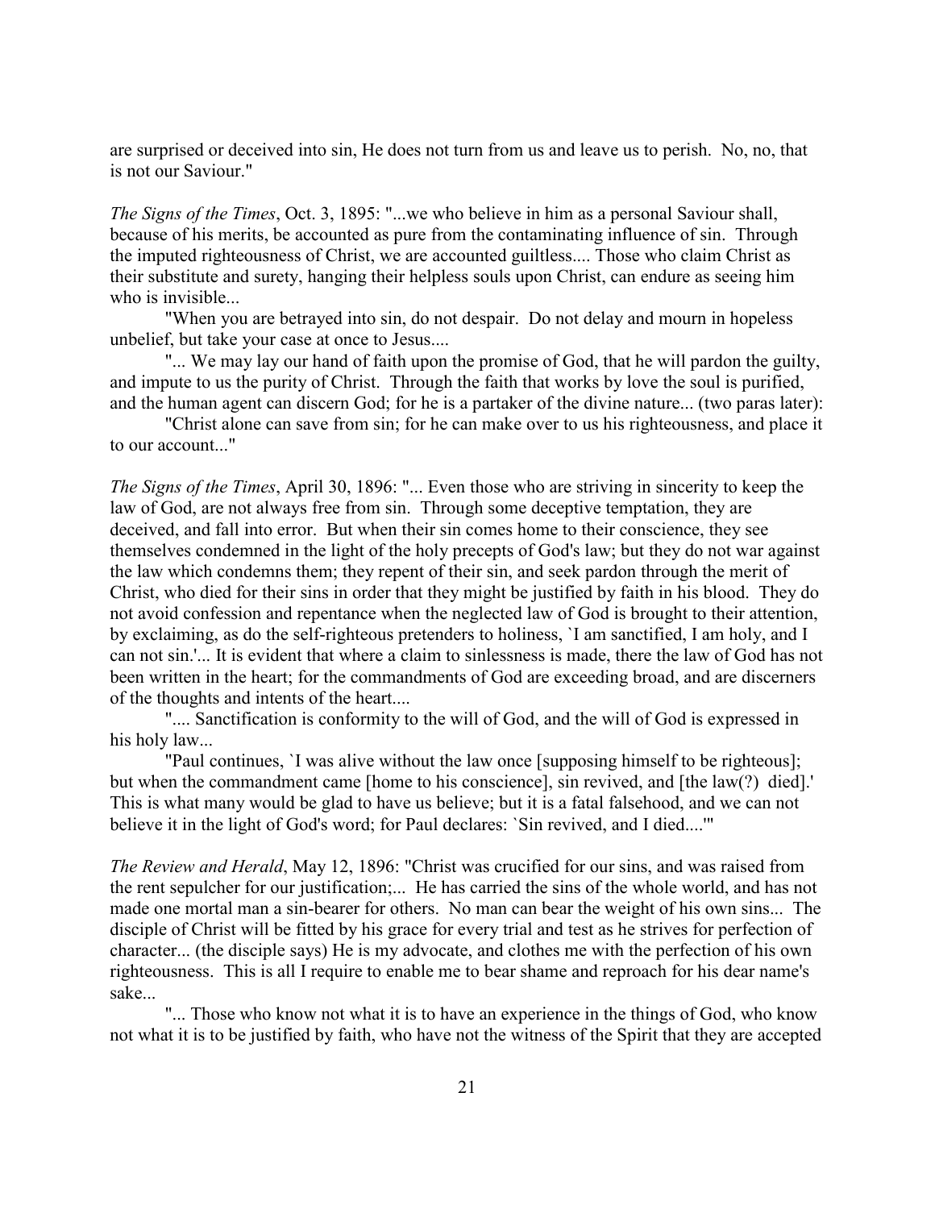are surprised or deceived into sin, He does not turn from us and leave us to perish. No, no, that is not our Saviour."

*The Signs of the Times*, Oct. 3, 1895: "...we who believe in him as a personal Saviour shall, because of his merits, be accounted as pure from the contaminating influence of sin. Through the imputed righteousness of Christ, we are accounted guiltless.... Those who claim Christ as their substitute and surety, hanging their helpless souls upon Christ, can endure as seeing him who is invisible...

"When you are betrayed into sin, do not despair. Do not delay and mourn in hopeless unbelief, but take your case at once to Jesus....

"... We may lay our hand of faith upon the promise of God, that he will pardon the guilty, and impute to us the purity of Christ. Through the faith that works by love the soul is purified, and the human agent can discern God; for he is a partaker of the divine nature... (two paras later):

"Christ alone can save from sin; for he can make over to us his righteousness, and place it to our account..."

*The Signs of the Times*, April 30, 1896: "... Even those who are striving in sincerity to keep the law of God, are not always free from sin. Through some deceptive temptation, they are deceived, and fall into error. But when their sin comes home to their conscience, they see themselves condemned in the light of the holy precepts of God's law; but they do not war against the law which condemns them; they repent of their sin, and seek pardon through the merit of Christ, who died for their sins in order that they might be justified by faith in his blood. They do not avoid confession and repentance when the neglected law of God is brought to their attention, by exclaiming, as do the self-righteous pretenders to holiness, `I am sanctified, I am holy, and I can not sin.'... It is evident that where a claim to sinlessness is made, there the law of God has not been written in the heart; for the commandments of God are exceeding broad, and are discerners of the thoughts and intents of the heart....

".... Sanctification is conformity to the will of God, and the will of God is expressed in his holy law...

"Paul continues, `I was alive without the law once [supposing himself to be righteous]; but when the commandment came [home to his conscience], sin revived, and [the law(?) died].' This is what many would be glad to have us believe; but it is a fatal falsehood, and we can not believe it in the light of God's word; for Paul declares: `Sin revived, and I died....'"

*The Review and Herald*, May 12, 1896: "Christ was crucified for our sins, and was raised from the rent sepulcher for our justification;... He has carried the sins of the whole world, and has not made one mortal man a sin-bearer for others. No man can bear the weight of his own sins... The disciple of Christ will be fitted by his grace for every trial and test as he strives for perfection of character... (the disciple says) He is my advocate, and clothes me with the perfection of his own righteousness. This is all I require to enable me to bear shame and reproach for his dear name's sake...

"... Those who know not what it is to have an experience in the things of God, who know not what it is to be justified by faith, who have not the witness of the Spirit that they are accepted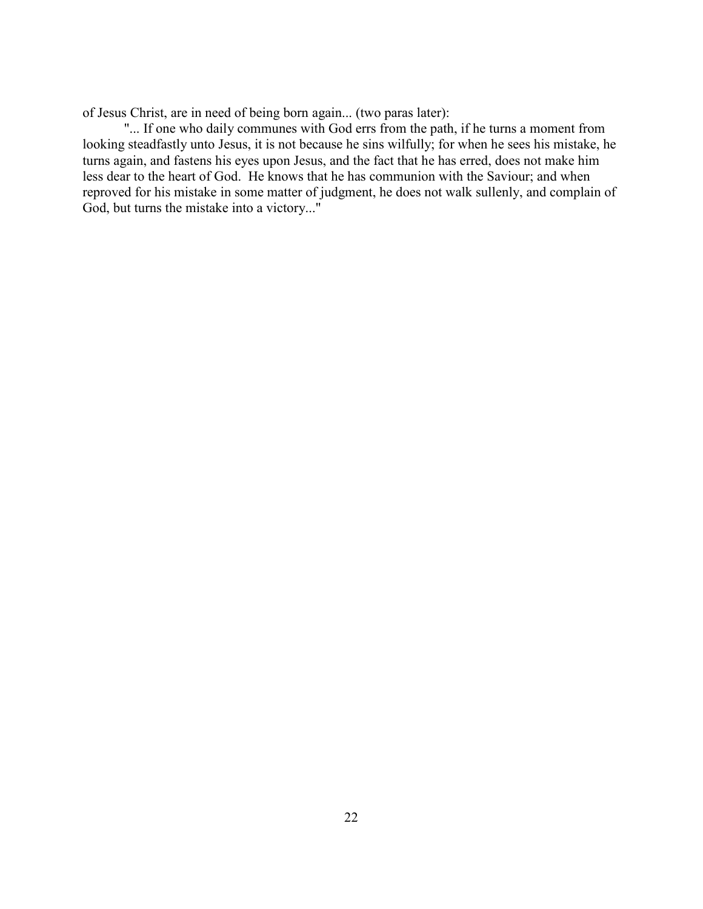of Jesus Christ, are in need of being born again... (two paras later):

"... If one who daily communes with God errs from the path, if he turns a moment from looking steadfastly unto Jesus, it is not because he sins wilfully; for when he sees his mistake, he turns again, and fastens his eyes upon Jesus, and the fact that he has erred, does not make him less dear to the heart of God. He knows that he has communion with the Saviour; and when reproved for his mistake in some matter of judgment, he does not walk sullenly, and complain of God, but turns the mistake into a victory..."